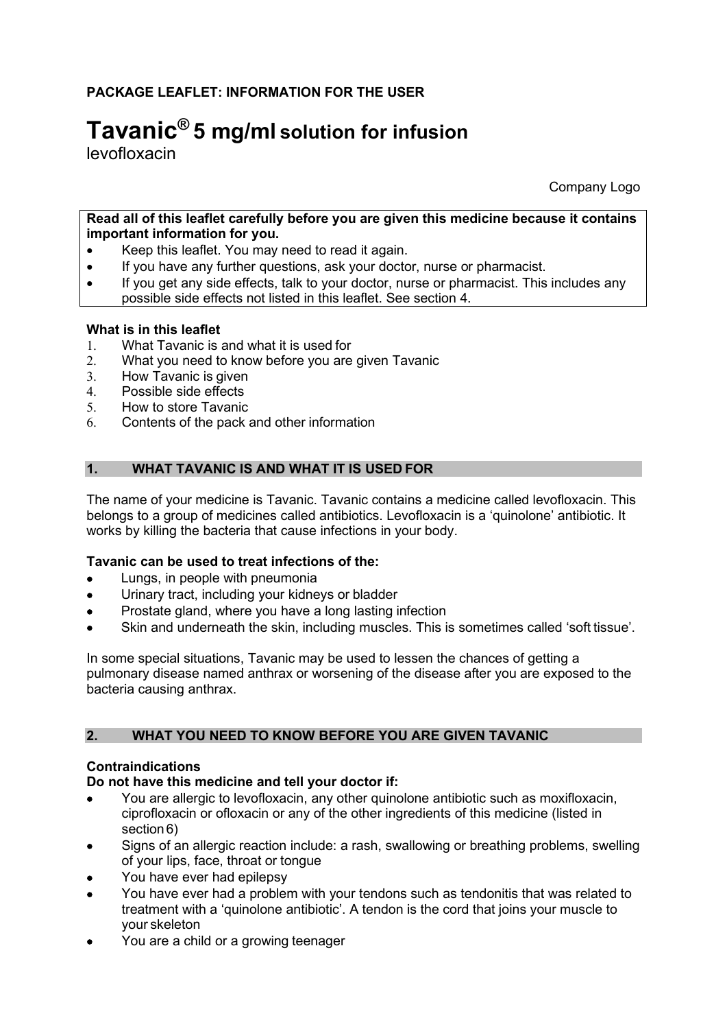**PACKAGE LEAFLET: INFORMATION FOR THE USER**

# Tavanic® 5 mg/ml solution for infusion

levofloxacin

Company Logo

**Read all of this leaflet carefully before you are given this medicine because it contains important information for you.**

- Keep this leaflet. You may need to read it again.
- If you have any further questions, ask your doctor, nurse or pharmacist.
- If you get any side effects, talk to your doctor, nurse or pharmacist. This includes any possible side effects not listed in this leaflet. See section 4.

**What is in this leaflet**

1. What Tavanic is and what it is used for
2. What you need to know before you are given Tavanic
3. How Tavanic is given
4. Possible side effects
5. How to store Tavanic
6. Contents of the pack and other information

## 1. WHAT TAVANIC IS AND WHAT IT IS USED FOR

The name of your medicine is Tavanic. Tavanic contains a medicine called levofloxacin. This belongs to a group of medicines called antibiotics. Levofloxacin is a 'quinolone' antibiotic. It works by killing the bacteria that cause infections in your body.

**Tavanic can be used to treat infections of the:**

- Lungs, in people with pneumonia
- Urinary tract, including your kidneys or bladder
- Prostate gland, where you have a long lasting infection
- Skin and underneath the skin, including muscles. This is sometimes called 'soft tissue'.

In some special situations, Tavanic may be used to lessen the chances of getting a pulmonary disease named anthrax or worsening of the disease after you are exposed to the bacteria causing anthrax.

## 2. WHAT YOU NEED TO KNOW BEFORE YOU ARE GIVEN TAVANIC

**Contraindications**

**Do not have this medicine and tell your doctor if:**

- You are allergic to levofloxacin, any other quinolone antibiotic such as moxifloxacin, ciprofloxacin or ofloxacin or any of the other ingredients of this medicine (listed in section 6)
- Signs of an allergic reaction include: a rash, swallowing or breathing problems, swelling of your lips, face, throat or tongue
- You have ever had epilepsy
- You have ever had a problem with your tendons such as tendonitis that was related to treatment with a 'quinolone antibiotic'. A tendon is the cord that joins your muscle to your skeleton
- You are a child or a growing teenager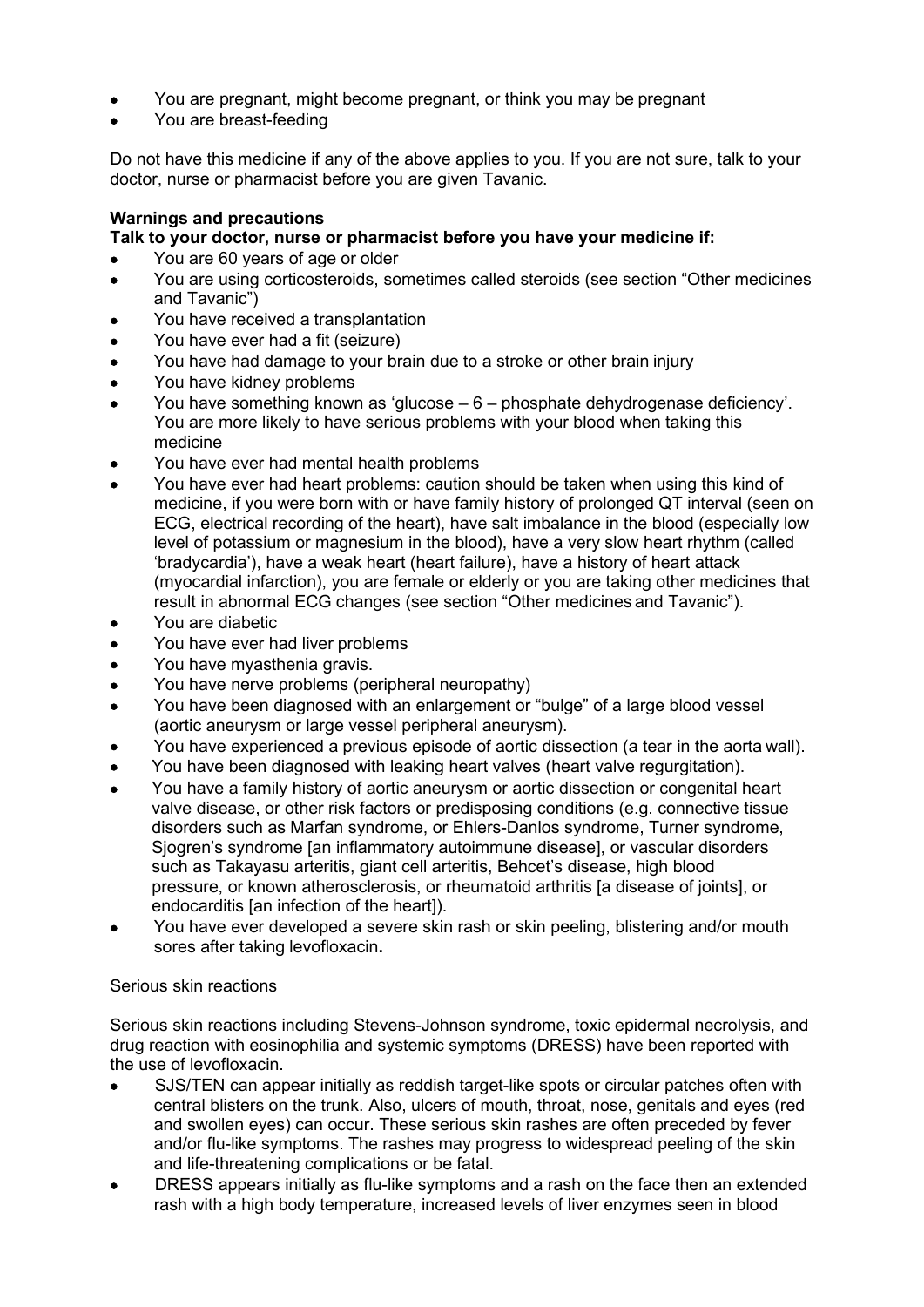- You are pregnant, might become pregnant, or think you may be pregnant
- You are breast-feeding

Do not have this medicine if any of the above applies to you. If you are not sure, talk to your doctor, nurse or pharmacist before you are given Tavanic.

**Warnings and precautions**

**Talk to your doctor, nurse or pharmacist before you have your medicine if:**

- You are 60 years of age or older
- You are using corticosteroids, sometimes called steroids (see section "Other medicines and Tavanic")
- You have received a transplantation
- You have ever had a fit (seizure)
- You have had damage to your brain due to a stroke or other brain injury
- You have kidney problems
- You have something known as 'glucose – 6 – phosphate dehydrogenase deficiency'. You are more likely to have serious problems with your blood when taking this medicine
- You have ever had mental health problems
- You have ever had heart problems: caution should be taken when using this kind of medicine, if you were born with or have family history of prolonged QT interval (seen on ECG, electrical recording of the heart), have salt imbalance in the blood (especially low level of potassium or magnesium in the blood), have a very slow heart rhythm (called 'bradycardia'), have a weak heart (heart failure), have a history of heart attack (myocardial infarction), you are female or elderly or you are taking other medicines that result in abnormal ECG changes (see section "Other medicines and Tavanic").
- You are diabetic
- You have ever had liver problems
- You have myasthenia gravis.
- You have nerve problems (peripheral neuropathy)
- You have been diagnosed with an enlargement or "bulge" of a large blood vessel (aortic aneurysm or large vessel peripheral aneurysm).
- You have experienced a previous episode of aortic dissection (a tear in the aorta wall).
- You have been diagnosed with leaking heart valves (heart valve regurgitation).
- You have a family history of aortic aneurysm or aortic dissection or congenital heart valve disease, or other risk factors or predisposing conditions (e.g. connective tissue disorders such as Marfan syndrome, or Ehlers-Danlos syndrome, Turner syndrome, Sjogren's syndrome [an inflammatory autoimmune disease], or vascular disorders such as Takayasu arteritis, giant cell arteritis, Behcet's disease, high blood pressure, or known atherosclerosis, or rheumatoid arthritis [a disease of joints], or endocarditis [an infection of the heart]).
- You have ever developed a severe skin rash or skin peeling, blistering and/or mouth sores after taking levofloxacin**.**

Serious skin reactions

Serious skin reactions including Stevens-Johnson syndrome, toxic epidermal necrolysis, and drug reaction with eosinophilia and systemic symptoms (DRESS) have been reported with the use of levofloxacin.

- SJS/TEN can appear initially as reddish target-like spots or circular patches often with central blisters on the trunk. Also, ulcers of mouth, throat, nose, genitals and eyes (red and swollen eyes) can occur. These serious skin rashes are often preceded by fever and/or flu-like symptoms. The rashes may progress to widespread peeling of the skin and life-threatening complications or be fatal.
- DRESS appears initially as flu-like symptoms and a rash on the face then an extended rash with a high body temperature, increased levels of liver enzymes seen in blood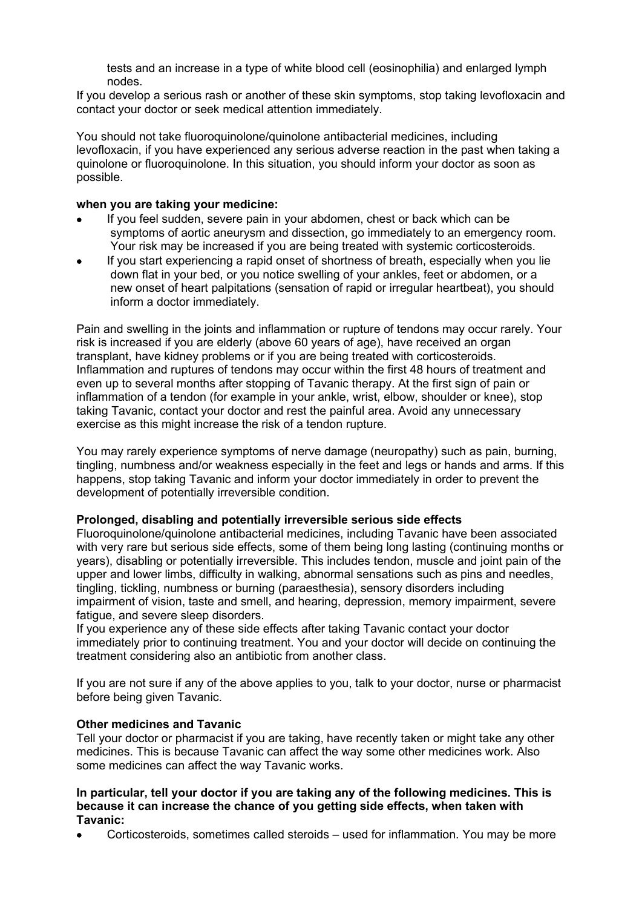tests and an increase in a type of white blood cell (eosinophilia) and enlarged lymph nodes.

If you develop a serious rash or another of these skin symptoms, stop taking levofloxacin and contact your doctor or seek medical attention immediately.

You should not take fluoroquinolone/quinolone antibacterial medicines, including levofloxacin, if you have experienced any serious adverse reaction in the past when taking a quinolone or fluoroquinolone. In this situation, you should inform your doctor as soon as possible.

**when you are taking your medicine:**

- If you feel sudden, severe pain in your abdomen, chest or back which can be symptoms of aortic aneurysm and dissection, go immediately to an emergency room. Your risk may be increased if you are being treated with systemic corticosteroids.
- If you start experiencing a rapid onset of shortness of breath, especially when you lie down flat in your bed, or you notice swelling of your ankles, feet or abdomen, or a new onset of heart palpitations (sensation of rapid or irregular heartbeat), you should inform a doctor immediately.

Pain and swelling in the joints and inflammation or rupture of tendons may occur rarely. Your risk is increased if you are elderly (above 60 years of age), have received an organ transplant, have kidney problems or if you are being treated with corticosteroids. Inflammation and ruptures of tendons may occur within the first 48 hours of treatment and even up to several months after stopping of Tavanic therapy. At the first sign of pain or inflammation of a tendon (for example in your ankle, wrist, elbow, shoulder or knee), stop taking Tavanic, contact your doctor and rest the painful area. Avoid any unnecessary exercise as this might increase the risk of a tendon rupture.

You may rarely experience symptoms of nerve damage (neuropathy) such as pain, burning, tingling, numbness and/or weakness especially in the feet and legs or hands and arms. If this happens, stop taking Tavanic and inform your doctor immediately in order to prevent the development of potentially irreversible condition.

**Prolonged, disabling and potentially irreversible serious side effects**

Fluoroquinolone/quinolone antibacterial medicines, including Tavanic have been associated with very rare but serious side effects, some of them being long lasting (continuing months or years), disabling or potentially irreversible. This includes tendon, muscle and joint pain of the upper and lower limbs, difficulty in walking, abnormal sensations such as pins and needles, tingling, tickling, numbness or burning (paraesthesia), sensory disorders including impairment of vision, taste and smell, and hearing, depression, memory impairment, severe fatigue, and severe sleep disorders.

If you experience any of these side effects after taking Tavanic contact your doctor immediately prior to continuing treatment. You and your doctor will decide on continuing the treatment considering also an antibiotic from another class.

If you are not sure if any of the above applies to you, talk to your doctor, nurse or pharmacist before being given Tavanic.

**Other medicines and Tavanic**

Tell your doctor or pharmacist if you are taking, have recently taken or might take any other medicines. This is because Tavanic can affect the way some other medicines work. Also some medicines can affect the way Tavanic works.

**In particular, tell your doctor if you are taking any of the following medicines. This is because it can increase the chance of you getting side effects, when taken with Tavanic:**

- Corticosteroids, sometimes called steroids – used for inflammation. You may be more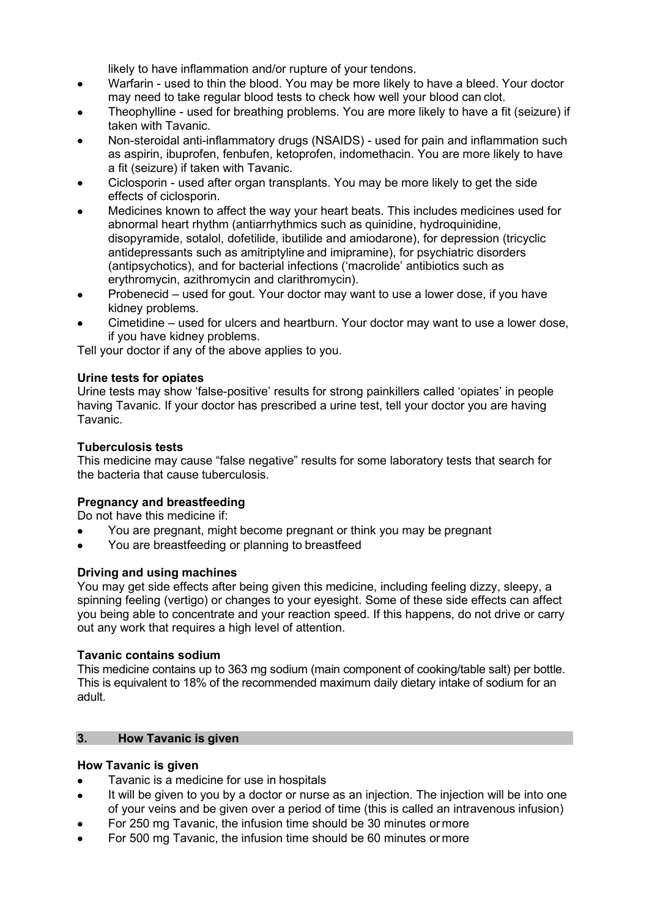likely to have inflammation and/or rupture of your tendons.

- Warfarin - used to thin the blood. You may be more likely to have a bleed. Your doctor may need to take regular blood tests to check how well your blood can clot.
- Theophylline - used for breathing problems. You are more likely to have a fit (seizure) if taken with Tavanic.
- Non-steroidal anti-inflammatory drugs (NSAIDS) - used for pain and inflammation such as aspirin, ibuprofen, fenbufen, ketoprofen, indomethacin. You are more likely to have a fit (seizure) if taken with Tavanic.
- Ciclosporin - used after organ transplants. You may be more likely to get the side effects of ciclosporin.
- Medicines known to affect the way your heart beats. This includes medicines used for abnormal heart rhythm (antiarrhythmics such as quinidine, hydroquinidine, disopyramide, sotalol, dofetilide, ibutilide and amiodarone), for depression (tricyclic antidepressants such as amitriptyline and imipramine), for psychiatric disorders (antipsychotics), and for bacterial infections ('macrolide' antibiotics such as erythromycin, azithromycin and clarithromycin).
- Probenecid – used for gout. Your doctor may want to use a lower dose, if you have kidney problems.
- Cimetidine – used for ulcers and heartburn. Your doctor may want to use a lower dose, if you have kidney problems.

Tell your doctor if any of the above applies to you.

**Urine tests for opiates**

Urine tests may show 'false-positive' results for strong painkillers called 'opiates' in people having Tavanic. If your doctor has prescribed a urine test, tell your doctor you are having Tavanic.

**Tuberculosis tests**

This medicine may cause "false negative" results for some laboratory tests that search for the bacteria that cause tuberculosis.

**Pregnancy and breastfeeding**

Do not have this medicine if:

- You are pregnant, might become pregnant or think you may be pregnant
- You are breastfeeding or planning to breastfeed

**Driving and using machines**

You may get side effects after being given this medicine, including feeling dizzy, sleepy, a spinning feeling (vertigo) or changes to your eyesight. Some of these side effects can affect you being able to concentrate and your reaction speed. If this happens, do not drive or carry out any work that requires a high level of attention.

**Tavanic contains sodium**

This medicine contains up to 363 mg sodium (main component of cooking/table salt) per bottle. This is equivalent to 18% of the recommended maximum daily dietary intake of sodium for an adult.

## 3. How Tavanic is given

**How Tavanic is given**

- Tavanic is a medicine for use in hospitals
- It will be given to you by a doctor or nurse as an injection. The injection will be into one of your veins and be given over a period of time (this is called an intravenous infusion)
- For 250 mg Tavanic, the infusion time should be 30 minutes or more
- For 500 mg Tavanic, the infusion time should be 60 minutes or more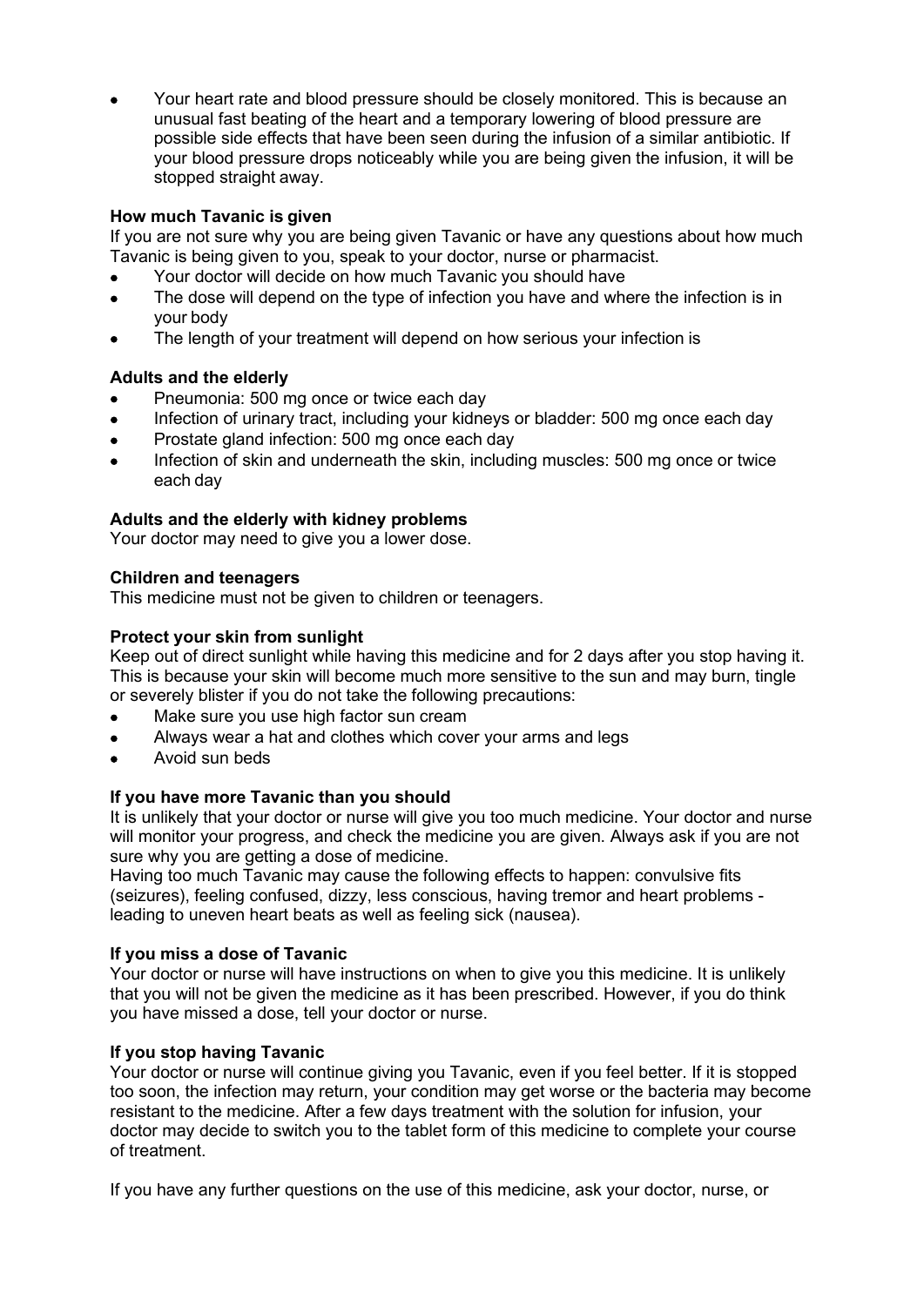- Your heart rate and blood pressure should be closely monitored. This is because an unusual fast beating of the heart and a temporary lowering of blood pressure are possible side effects that have been seen during the infusion of a similar antibiotic. If your blood pressure drops noticeably while you are being given the infusion, it will be stopped straight away.

**How much Tavanic is given**

If you are not sure why you are being given Tavanic or have any questions about how much Tavanic is being given to you, speak to your doctor, nurse or pharmacist.

- Your doctor will decide on how much Tavanic you should have
- The dose will depend on the type of infection you have and where the infection is in your body
- The length of your treatment will depend on how serious your infection is

**Adults and the elderly**

- Pneumonia: 500 mg once or twice each day
- Infection of urinary tract, including your kidneys or bladder: 500 mg once each day
- Prostate gland infection: 500 mg once each day
- Infection of skin and underneath the skin, including muscles: 500 mg once or twice each day

**Adults and the elderly with kidney problems**

Your doctor may need to give you a lower dose.

**Children and teenagers**

This medicine must not be given to children or teenagers.

**Protect your skin from sunlight**

Keep out of direct sunlight while having this medicine and for 2 days after you stop having it. This is because your skin will become much more sensitive to the sun and may burn, tingle or severely blister if you do not take the following precautions:

- Make sure you use high factor sun cream
- Always wear a hat and clothes which cover your arms and legs
- Avoid sun beds

**If you have more Tavanic than you should**

It is unlikely that your doctor or nurse will give you too much medicine. Your doctor and nurse will monitor your progress, and check the medicine you are given. Always ask if you are not sure why you are getting a dose of medicine.

Having too much Tavanic may cause the following effects to happen: convulsive fits (seizures), feeling confused, dizzy, less conscious, having tremor and heart problems - leading to uneven heart beats as well as feeling sick (nausea).

**If you miss a dose of Tavanic**

Your doctor or nurse will have instructions on when to give you this medicine. It is unlikely that you will not be given the medicine as it has been prescribed. However, if you do think you have missed a dose, tell your doctor or nurse.

**If you stop having Tavanic**

Your doctor or nurse will continue giving you Tavanic, even if you feel better. If it is stopped too soon, the infection may return, your condition may get worse or the bacteria may become resistant to the medicine. After a few days treatment with the solution for infusion, your doctor may decide to switch you to the tablet form of this medicine to complete your course of treatment.

If you have any further questions on the use of this medicine, ask your doctor, nurse, or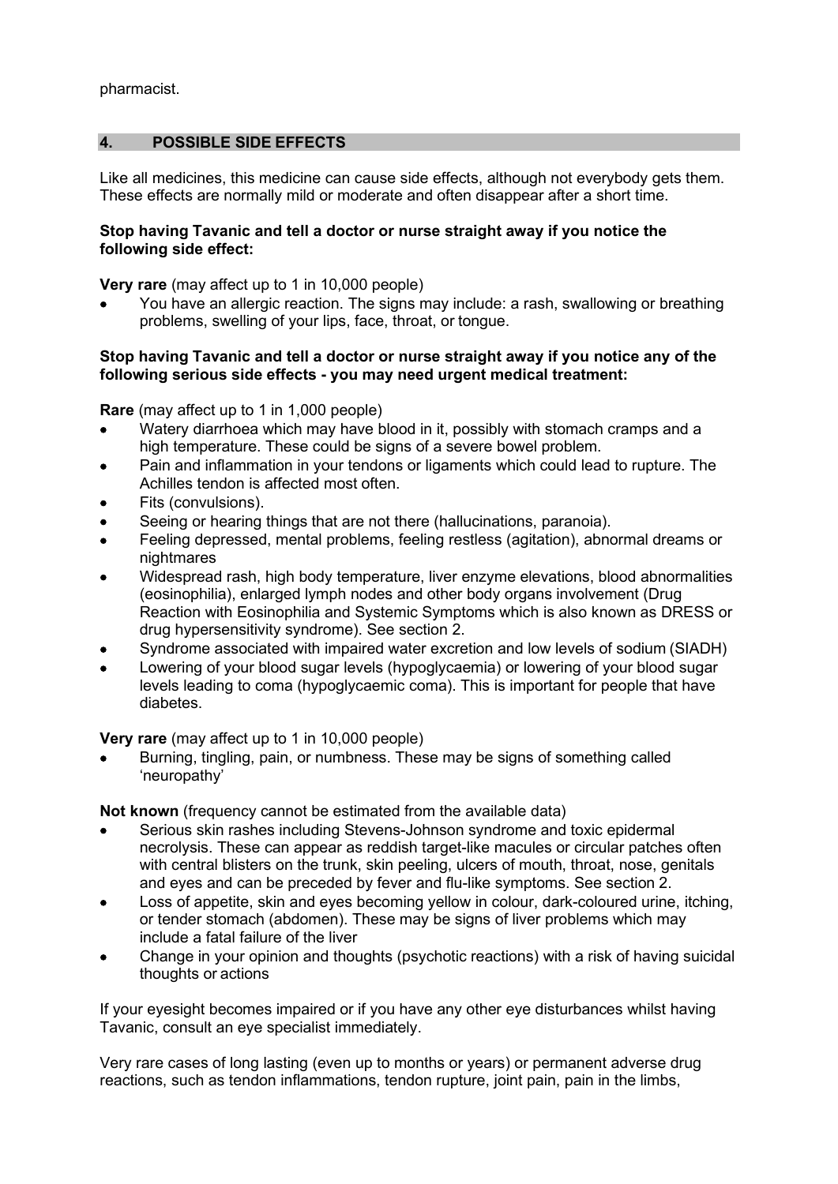pharmacist.

## 4. POSSIBLE SIDE EFFECTS

Like all medicines, this medicine can cause side effects, although not everybody gets them. These effects are normally mild or moderate and often disappear after a short time.

**Stop having Tavanic and tell a doctor or nurse straight away if you notice the following side effect:**

**Very rare** (may affect up to 1 in 10,000 people)

- You have an allergic reaction. The signs may include: a rash, swallowing or breathing problems, swelling of your lips, face, throat, or tongue.

**Stop having Tavanic and tell a doctor or nurse straight away if you notice any of the following serious side effects - you may need urgent medical treatment:**

**Rare** (may affect up to 1 in 1,000 people)

- Watery diarrhoea which may have blood in it, possibly with stomach cramps and a high temperature. These could be signs of a severe bowel problem.
- Pain and inflammation in your tendons or ligaments which could lead to rupture. The Achilles tendon is affected most often.
- Fits (convulsions).
- Seeing or hearing things that are not there (hallucinations, paranoia).
- Feeling depressed, mental problems, feeling restless (agitation), abnormal dreams or nightmares
- Widespread rash, high body temperature, liver enzyme elevations, blood abnormalities (eosinophilia), enlarged lymph nodes and other body organs involvement (Drug Reaction with Eosinophilia and Systemic Symptoms which is also known as DRESS or drug hypersensitivity syndrome). See section 2.
- Syndrome associated with impaired water excretion and low levels of sodium (SIADH)
- Lowering of your blood sugar levels (hypoglycaemia) or lowering of your blood sugar levels leading to coma (hypoglycaemic coma). This is important for people that have diabetes.

**Very rare** (may affect up to 1 in 10,000 people)

- Burning, tingling, pain, or numbness. These may be signs of something called 'neuropathy'

**Not known** (frequency cannot be estimated from the available data)

- Serious skin rashes including Stevens-Johnson syndrome and toxic epidermal necrolysis. These can appear as reddish target-like macules or circular patches often with central blisters on the trunk, skin peeling, ulcers of mouth, throat, nose, genitals and eyes and can be preceded by fever and flu-like symptoms. See section 2.
- Loss of appetite, skin and eyes becoming yellow in colour, dark-coloured urine, itching, or tender stomach (abdomen). These may be signs of liver problems which may include a fatal failure of the liver
- Change in your opinion and thoughts (psychotic reactions) with a risk of having suicidal thoughts or actions

If your eyesight becomes impaired or if you have any other eye disturbances whilst having Tavanic, consult an eye specialist immediately.

Very rare cases of long lasting (even up to months or years) or permanent adverse drug reactions, such as tendon inflammations, tendon rupture, joint pain, pain in the limbs,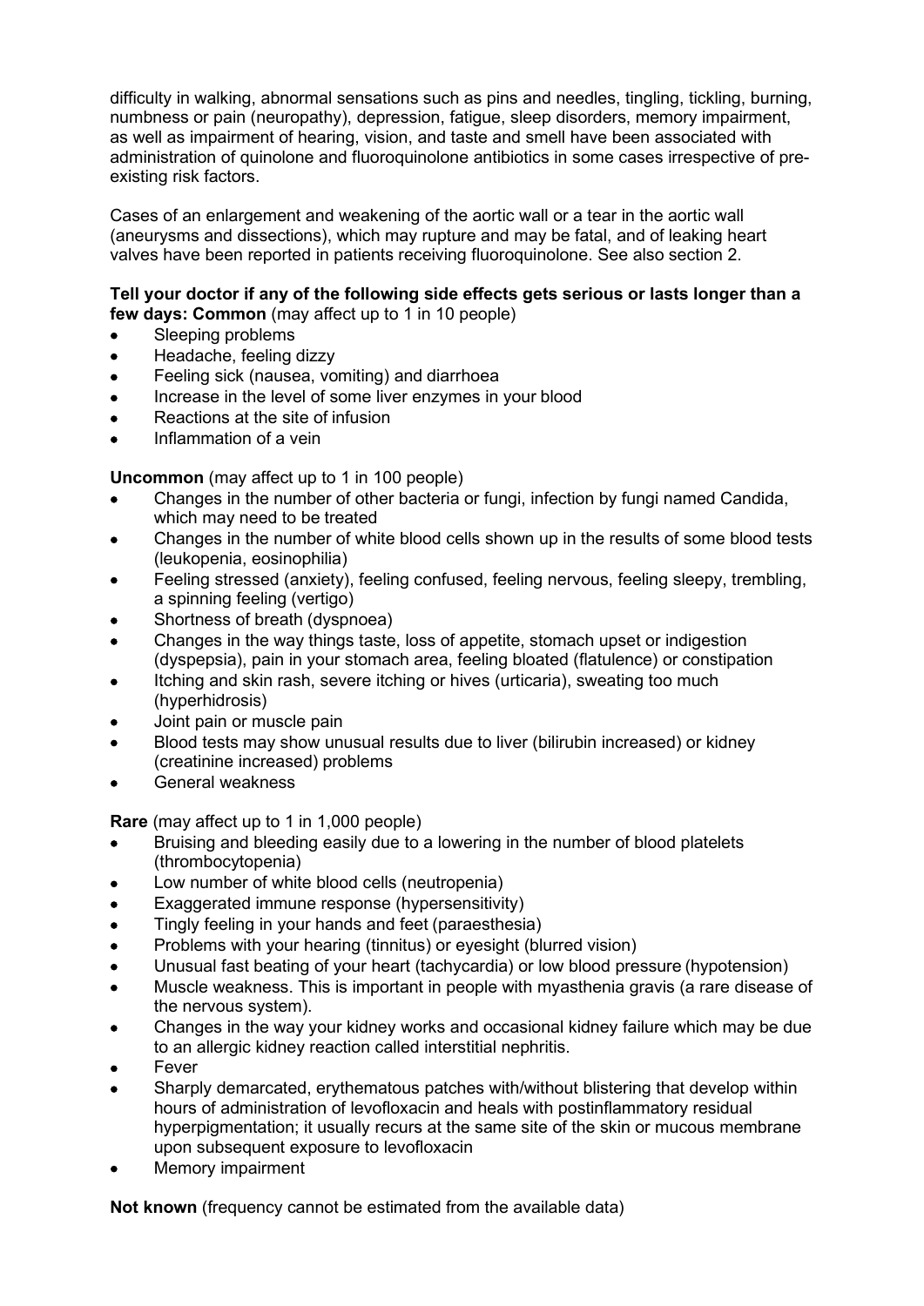difficulty in walking, abnormal sensations such as pins and needles, tingling, tickling, burning, numbness or pain (neuropathy), depression, fatigue, sleep disorders, memory impairment, as well as impairment of hearing, vision, and taste and smell have been associated with administration of quinolone and fluoroquinolone antibiotics in some cases irrespective of pre-existing risk factors.

Cases of an enlargement and weakening of the aortic wall or a tear in the aortic wall (aneurysms and dissections), which may rupture and may be fatal, and of leaking heart valves have been reported in patients receiving fluoroquinolone. See also section 2.

**Tell your doctor if any of the following side effects gets serious or lasts longer than a few days: Common** (may affect up to 1 in 10 people)

- Sleeping problems
- Headache, feeling dizzy
- Feeling sick (nausea, vomiting) and diarrhoea
- Increase in the level of some liver enzymes in your blood
- Reactions at the site of infusion
- Inflammation of a vein

**Uncommon** (may affect up to 1 in 100 people)

- Changes in the number of other bacteria or fungi, infection by fungi named Candida, which may need to be treated
- Changes in the number of white blood cells shown up in the results of some blood tests (leukopenia, eosinophilia)
- Feeling stressed (anxiety), feeling confused, feeling nervous, feeling sleepy, trembling, a spinning feeling (vertigo)
- Shortness of breath (dyspnoea)
- Changes in the way things taste, loss of appetite, stomach upset or indigestion (dyspepsia), pain in your stomach area, feeling bloated (flatulence) or constipation
- Itching and skin rash, severe itching or hives (urticaria), sweating too much (hyperhidrosis)
- Joint pain or muscle pain
- Blood tests may show unusual results due to liver (bilirubin increased) or kidney (creatinine increased) problems
- General weakness

**Rare** (may affect up to 1 in 1,000 people)

- Bruising and bleeding easily due to a lowering in the number of blood platelets (thrombocytopenia)
- Low number of white blood cells (neutropenia)
- Exaggerated immune response (hypersensitivity)
- Tingly feeling in your hands and feet (paraesthesia)
- Problems with your hearing (tinnitus) or eyesight (blurred vision)
- Unusual fast beating of your heart (tachycardia) or low blood pressure (hypotension)
- Muscle weakness. This is important in people with myasthenia gravis (a rare disease of the nervous system).
- Changes in the way your kidney works and occasional kidney failure which may be due to an allergic kidney reaction called interstitial nephritis.
- Fever
- Sharply demarcated, erythematous patches with/without blistering that develop within hours of administration of levofloxacin and heals with postinflammatory residual hyperpigmentation; it usually recurs at the same site of the skin or mucous membrane upon subsequent exposure to levofloxacin
- Memory impairment

**Not known** (frequency cannot be estimated from the available data)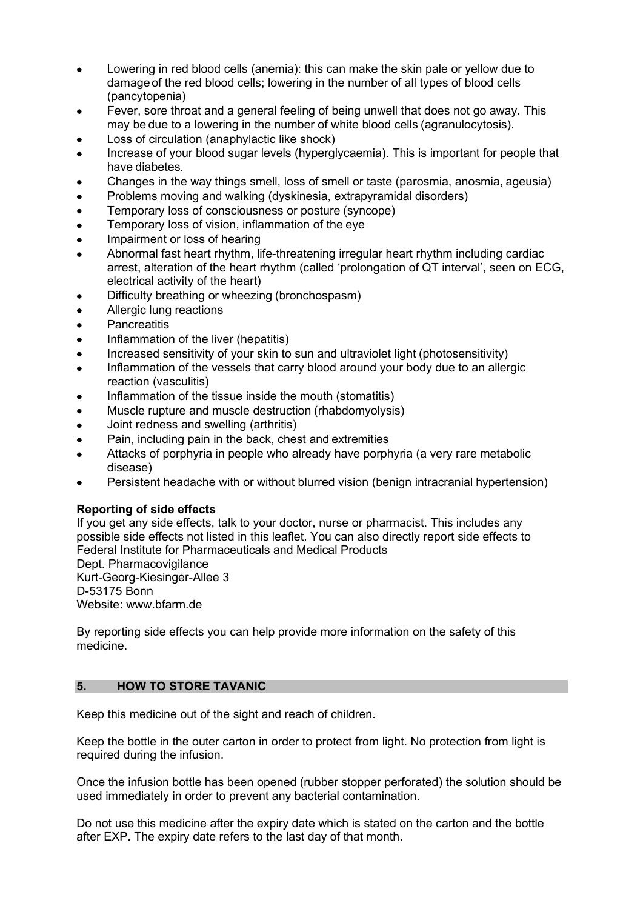- Lowering in red blood cells (anemia): this can make the skin pale or yellow due to damage of the red blood cells; lowering in the number of all types of blood cells (pancytopenia)
- Fever, sore throat and a general feeling of being unwell that does not go away. This may be due to a lowering in the number of white blood cells (agranulocytosis).
- Loss of circulation (anaphylactic like shock)
- Increase of your blood sugar levels (hyperglycaemia). This is important for people that have diabetes.
- Changes in the way things smell, loss of smell or taste (parosmia, anosmia, ageusia)
- Problems moving and walking (dyskinesia, extrapyramidal disorders)
- Temporary loss of consciousness or posture (syncope)
- Temporary loss of vision, inflammation of the eye
- Impairment or loss of hearing
- Abnormal fast heart rhythm, life-threatening irregular heart rhythm including cardiac arrest, alteration of the heart rhythm (called 'prolongation of QT interval', seen on ECG, electrical activity of the heart)
- Difficulty breathing or wheezing (bronchospasm)
- Allergic lung reactions
- Pancreatitis
- Inflammation of the liver (hepatitis)
- Increased sensitivity of your skin to sun and ultraviolet light (photosensitivity)
- Inflammation of the vessels that carry blood around your body due to an allergic reaction (vasculitis)
- Inflammation of the tissue inside the mouth (stomatitis)
- Muscle rupture and muscle destruction (rhabdomyolysis)
- Joint redness and swelling (arthritis)
- Pain, including pain in the back, chest and extremities
- Attacks of porphyria in people who already have porphyria (a very rare metabolic disease)
- Persistent headache with or without blurred vision (benign intracranial hypertension)

**Reporting of side effects**

If you get any side effects, talk to your doctor, nurse or pharmacist. This includes any possible side effects not listed in this leaflet. You can also directly report side effects to
Federal Institute for Pharmaceuticals and Medical Products
Dept. Pharmacovigilance
Kurt-Georg-Kiesinger-Allee 3
D-53175 Bonn
Website: www.bfarm.de

By reporting side effects you can help provide more information on the safety of this medicine.

## 5. HOW TO STORE TAVANIC

Keep this medicine out of the sight and reach of children.

Keep the bottle in the outer carton in order to protect from light. No protection from light is required during the infusion.

Once the infusion bottle has been opened (rubber stopper perforated) the solution should be used immediately in order to prevent any bacterial contamination.

Do not use this medicine after the expiry date which is stated on the carton and the bottle after EXP. The expiry date refers to the last day of that month.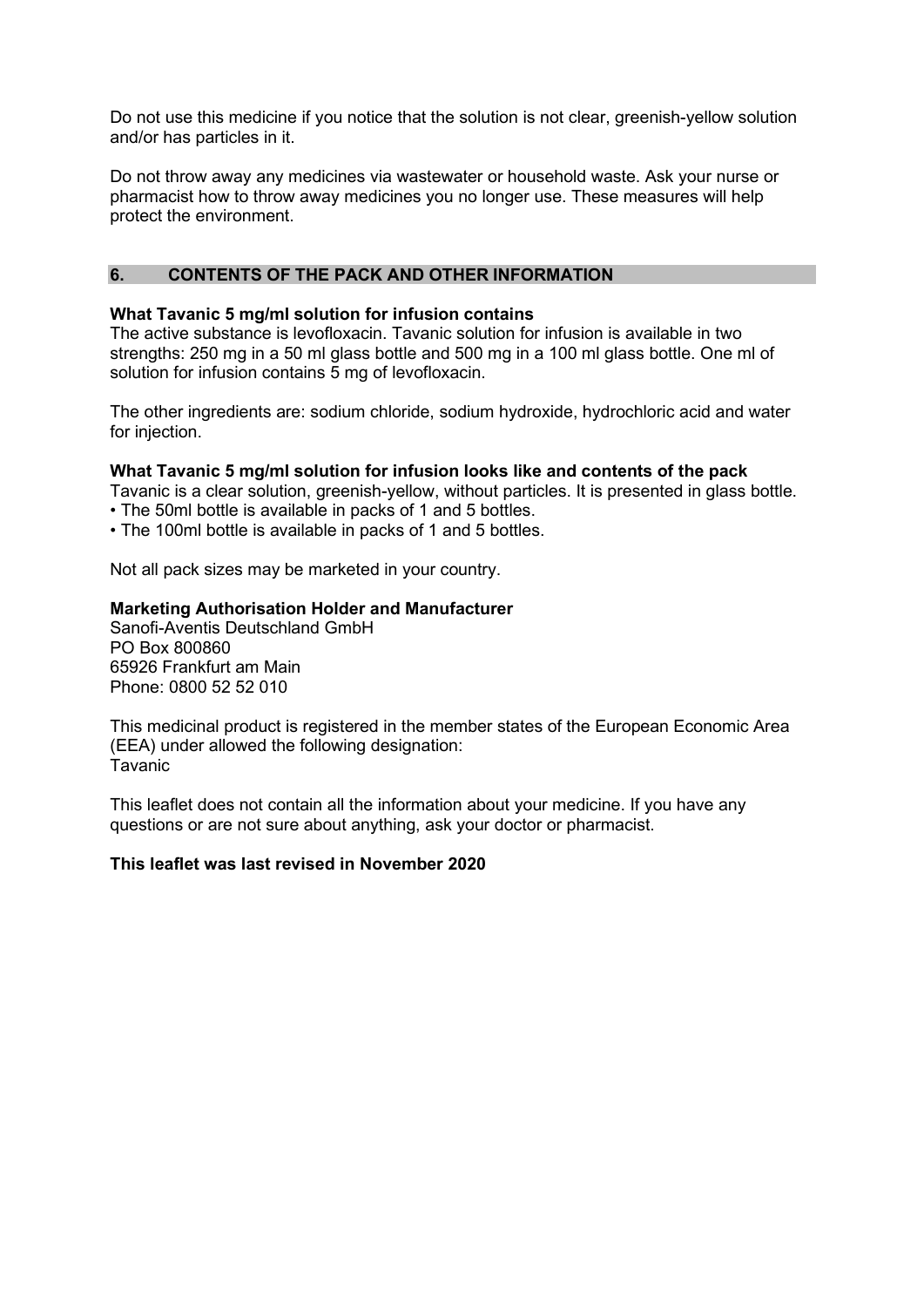Do not use this medicine if you notice that the solution is not clear, greenish-yellow solution and/or has particles in it.

Do not throw away any medicines via wastewater or household waste. Ask your nurse or pharmacist how to throw away medicines you no longer use. These measures will help protect the environment.

## 6. CONTENTS OF THE PACK AND OTHER INFORMATION

**What Tavanic 5 mg/ml solution for infusion contains**

The active substance is levofloxacin. Tavanic solution for infusion is available in two strengths: 250 mg in a 50 ml glass bottle and 500 mg in a 100 ml glass bottle. One ml of solution for infusion contains 5 mg of levofloxacin.

The other ingredients are: sodium chloride, sodium hydroxide, hydrochloric acid and water for injection.

**What Tavanic 5 mg/ml solution for infusion looks like and contents of the pack**

Tavanic is a clear solution, greenish-yellow, without particles. It is presented in glass bottle.

- The 50ml bottle is available in packs of 1 and 5 bottles.
- The 100ml bottle is available in packs of 1 and 5 bottles.

Not all pack sizes may be marketed in your country.

**Marketing Authorisation Holder and Manufacturer**

Sanofi-Aventis Deutschland GmbH
PO Box 800860
65926 Frankfurt am Main
Phone: 0800 52 52 010

This medicinal product is registered in the member states of the European Economic Area (EEA) under allowed the following designation:
Tavanic

This leaflet does not contain all the information about your medicine. If you have any questions or are not sure about anything, ask your doctor or pharmacist.

**This leaflet was last revised in November 2020**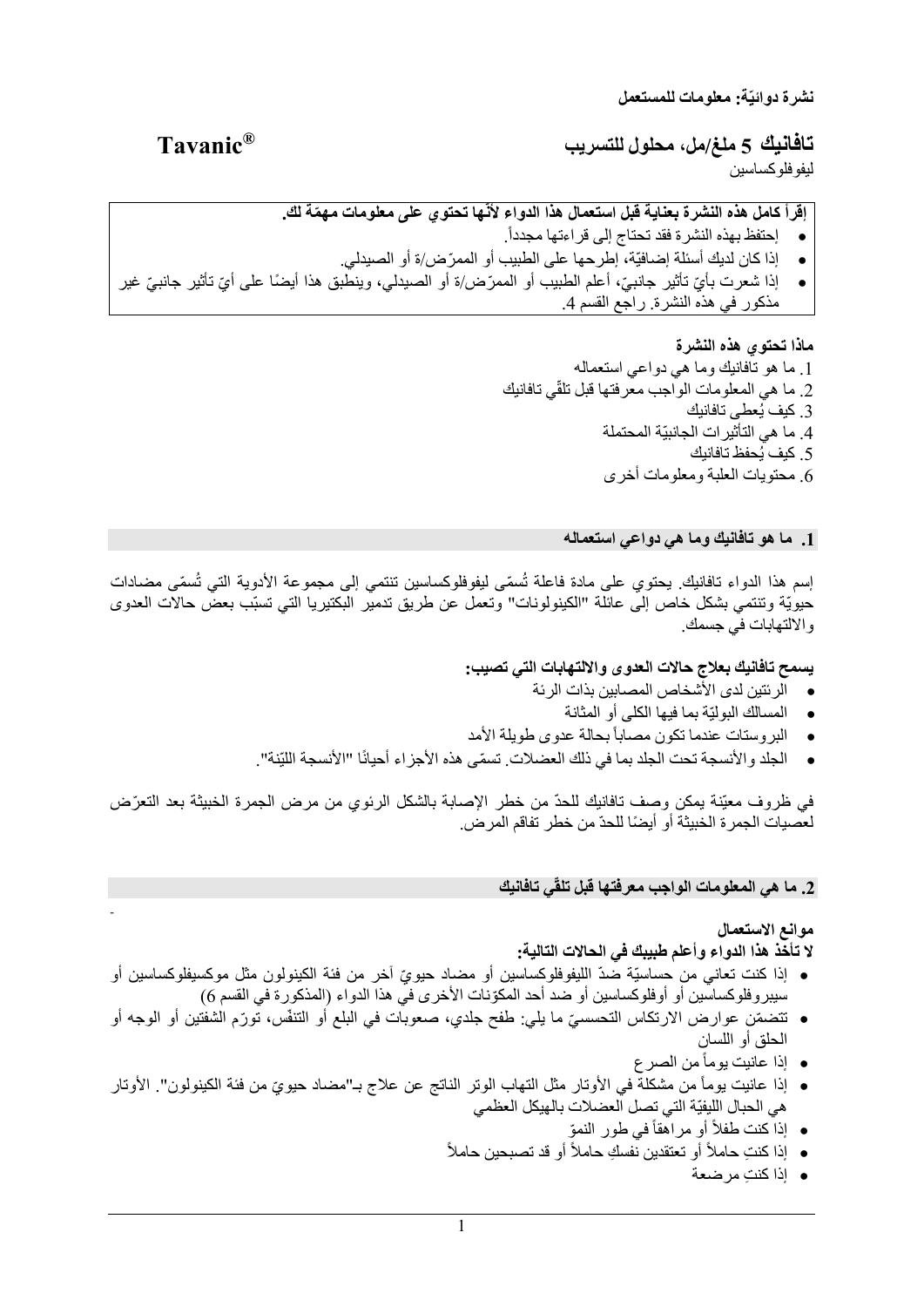**نشرة دوائيّة: معلومات للمستعمل**

# تافانيك 5 ملغ/مل، محلول للتسريب Tavanic®

ليفوفلوكساسين

> **إقرأ كامل هذه النشرة بعناية قبل استعمال هذا الدواء لأنّها تحتوي على معلومات مهمّة لك.**
> - إحتفظ بهذه النشرة فقد تحتاج إلى قراءتها مجدداً.
> - إذا كان لديك أسئلة إضافيّة، إطرحها على الطبيب أو الممرّض/ة أو الصيدلي.
> - إذا شعرت بأيّ تأثير جانبيّ، أعلم الطبيب أو الممرّض/ة أو الصيدلي، وينطبق هذا أيضًا على أيّ تأثير جانبيّ غير مذكور في هذه النشرة. راجع القسم 4.

**ماذا تحتوي هذه النشرة**

1. ما هو تافانيك وما هي دواعي استعماله
2. ما هي المعلومات الواجب معرفتها قبل تلقّي تافانيك
3. كيف يُعطى تافانيك
4. ما هي التأثيرات الجانبيّة المحتملة
5. كيف يُحفظ تافانيك
6. محتويات العلبة ومعلومات أخرى

## 1. ما هو تافانيك وما هي دواعي استعماله

إسم هذا الدواء تافانيك. يحتوي على مادة فاعلة تُسمّى ليفوفلوكساسين تنتمي إلى مجموعة الأدوية التي تُسمّى مضادات حيويّة وتنتمي بشكل خاص إلى عائلة "الكينولونات" وتعمل عن طريق تدمير البكتيريا التي تسبّب بعض حالات العدوى والالتهابات في جسمك.

**يسمح تافانيك بعلاج حالات العدوى والالتهابات التي تصيب:**

- الرئتين لدى الأشخاص المصابين بذات الرئة
- المسالك البوليّة بما فيها الكلى أو المثانة
- البروستات عندما تكون مصاباً بحالة عدوى طويلة الأمد
- الجلد والأنسجة تحت الجلد بما في ذلك العضلات. تسمّى هذه الأجزاء أحيانًا "الأنسجة الليّنة".

في ظروف معيّنة يمكن وصف تافانيك للحدّ من خطر الإصابة بالشكل الرئوي من مرض الجمرة الخبيثة بعد التعرّض لعصيات الجمرة الخبيثة أو أيضًا للحدّ من خطر تفاقم المرض.

## 2. ما هي المعلومات الواجب معرفتها قبل تلقّي تافانيك

**موانع الاستعمال**

**لا تأخذ هذا الدواء وأعلم طبيبك في الحالات التالية:**

- إذا كنت تعاني من حساسيّة ضدّ الليفوفلوكساسين أو مضاد حيويّ آخر من فئة الكينولون مثل موكسيفلوكساسين أو سيبروفلوكساسين أو أوفلوكساسين أو ضد أحد المكوّنات الأخرى في هذا الدواء (المذكورة في القسم 6)
- تتضمّن عوارض الارتكاس التحسسيّ ما يلي: طفح جلدي، صعوبات في البلع أو التنفّس، تورّم الشفتين أو الوجه أو الحلق أو اللسان
- إذا عانيت يوماً من الصرع
- إذا عانيت يوماً من مشكلة في الأوتار مثل التهاب الوتر الناتج عن علاج بـ"مضاد حيويّ من فئة الكينولون". الأوتار هي الحبال الليفيّة التي تصل العضلات بالهيكل العظمي
- إذا كنت طفلاً أو مراهقاً في طور النموّ
- إذا كنتِ حاملاً أو تعتقدين نفسكِ حاملاً أو قد تصبحين حاملاً
- إذا كنتِ مرضعة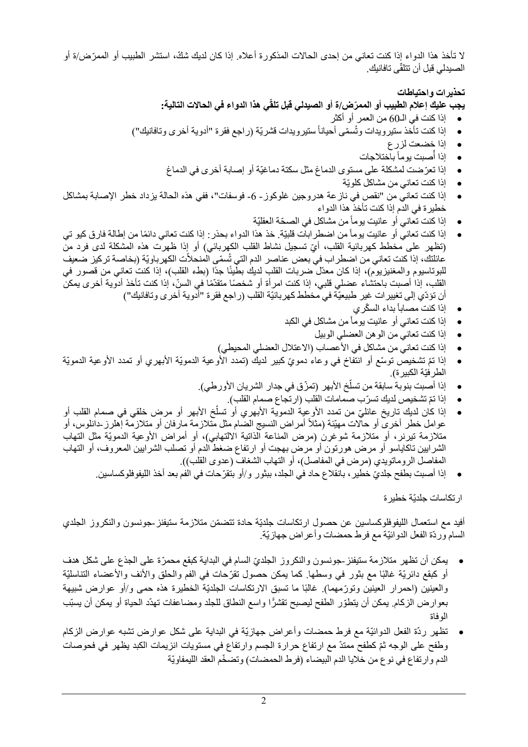لا تأخذ هذا الدواء إذا كنت تعاني من إحدى الحالات المذكورة أعلاه. إذا كان لديك شكّ، استشر الطبيب أو الممرّض/ة أو الصيدلي قبل أن تتلقّى تافانيك.

**تحذيرات واحتياطات**

**يجب عليك إعلام الطبيب أو الممرّض/ة أو الصيدلي قبل تلقّي هذا الدواء في الحالات التالية:**

- إذا كنت في الـ60 من العمر أو أكثر
- إذا كنت تأخذ ستيرويدات وتُسمّى أحياناً ستيرويدات قشريّة (راجع فقرة "أدوية أخرى وتافانيك")
- إذا خضعت لزرع
- إذا أُصبت يوماً باختلاجات
- إذا تعرّضت لمشكلة على مستوى الدماغ مثل سكتة دماغيّة أو إصابة أخرى في الدماغ
- إذا كنت تعاني من مشاكل كلويّة
- إذا كنت تعاني من "نقص في نازعة هدروجين غلوكوز- 6- فوسفات"، ففي هذه الحالة يزداد خطر الإصابة بمشاكل خطيرة في الدم إذا كنت تأخذ هذا الدواء
- إذا كنت تعاني أو عانيت يوماً من مشاكل في الصحّة العقليّة
- إذا كنت تعاني أو عانيت يوماً من اضطرابات قلبيّة. خذ هذا الدواء بحذر: إذا كنت تعاني دائمًا من إطالة فارق كيو تي (تظهر على مخطط كهربائية القلب، أيّ تسجيل نشاط القلب الكهربائي) أو إذا ظهرت هذه المشكلة لدى فرد من عائلتك، إذا كنت تعاني من اضطراب في بعض عناصر الدم التي تُسمّى المنحلاّت الكهرباويّة (بخاصة تركيز ضعيف للبوتاسيوم والمغنيزيوم)، إذا كان معدّل ضربات القلب لديك بطيئًا جدًا (بطء القلب)، إذا كنت تعاني من قصور في القلب، إذا أصبت باحتشاء عضلي قلبي، إذا كنت امرأة أو شخصًا متقدّمًا في السنّ، إذا كنت تأخذ أدوية أخرى يمكن أن تؤدّي إلى تغييرات غير طبيعيّة في مخطط كهربائيّة القلب (راجع فقرة "أدوية أخرى وتافانيك")
- إذا كنت مصاباً بداء السكّري
- إذا كنت تعاني أو عانيت يوماً من مشاكل في الكبد
- إذا كنت تعاني من الوهن العضلي الوبيل
- إذا كنت تعاني من مشاكل في الأعصاب (الاعتلال العضلي المحيطي)
- إذا تمّ تشخيص توسّع أو انتفاخ في وعاء دمويّ كبير لديك (تمدد الأوعية الدمويّة الأبهري أو تمدد الأوعية الدمويّة الطرفيّة الكبيرة).
- إذا أصبت بنوبة سابقة من تسلّخ الأبهر (تمزّق في جدار الشريان الأورطي).
- إذا تمّ تشخيص لديك تسرّب صمامات القلب (ارتجاع صمام القلب).
- إذا كان لديك تاريخ عائليّ من تمدد الأوعية الدموية الأبهري أو تسلّخ الأبهر أو مرض خلقي في صمام القلب أو عوامل خطر أخرى أو حالات مهيّئة (مثلاً أمراض النسيج الضام مثل متلازمة مارفان أو متلازمة إهلرز-دانلوس، أو متلازمة تيرنر، أو متلازمة شوغرن (مرض المناعة الذاتية الالتهابي)، أو أمراض الأوعية الدمويّة مثل التهاب الشرايين تاكاياسو أو مرض هورتون أو مرض بهجت أو ارتفاع ضغط الدم أو تصلب الشرايين المعروف، أو التهاب المفاصل الروماتويدي (مرض في المفاصل)، أو التهاب الشغاف (عدوى القلب)).
- إذا أصبت بطفح جلديّ خطير، بانقلاع حاد في الجلد، ببثور و/أو بتقرّحات في الفم بعد أخذ الليفوفلوكساسين.

ارتكاسات جلديّة خطيرة

أفيد مع استعمال الليفوفلوكساسين عن حصول ارتكاسات جلديّة حادة تتضمّن متلازمة ستيفنز-جونسون والنكروز الجلدي السام وردّة الفعل الدوائيّة مع فرط حمضات وأعراض جهازيّة.

- يمكن أن تظهر متلازمة ستيفنز-جونسون والنكروز الجلديّ السام في البداية كبقع محمرّة على الجذع على شكل هدف أو كبقع دائريّة غالبًا مع بثور في وسطها. كما يمكن حصول تقرّحات في الفم والحلق والأنف والأعضاء التناسليّة والعينين (احمرار العينين وتورّمهما). غالبًا ما تسبق الارتكاسات الجلديّة الخطيرة هذه حمى و/أو عوارض شبيهة بعوارض الزكام. يمكن أن يتطوّر الطفح ليصبح تقشرًّا واسع النطاق للجلد ومضاعفات تهدّد الحياة أو يمكن أن يسبّب الوفاة
- تظهر ردّة الفعل الدوائيّة مع فرط حمضات وأعراض جهازيّة في البداية على شكل عوارض تشبه عوارض الزكام وطفح على الوجه ثمّ كطفح ممتدّ مع ارتفاع حرارة الجسم وارتفاع في مستويات انزيمات الكبد يظهر في فحوصات الدم وارتفاع في نوع من خلايا الدم البيضاء (فرط الحمضات) وتضخّم العقد الليمفاويّة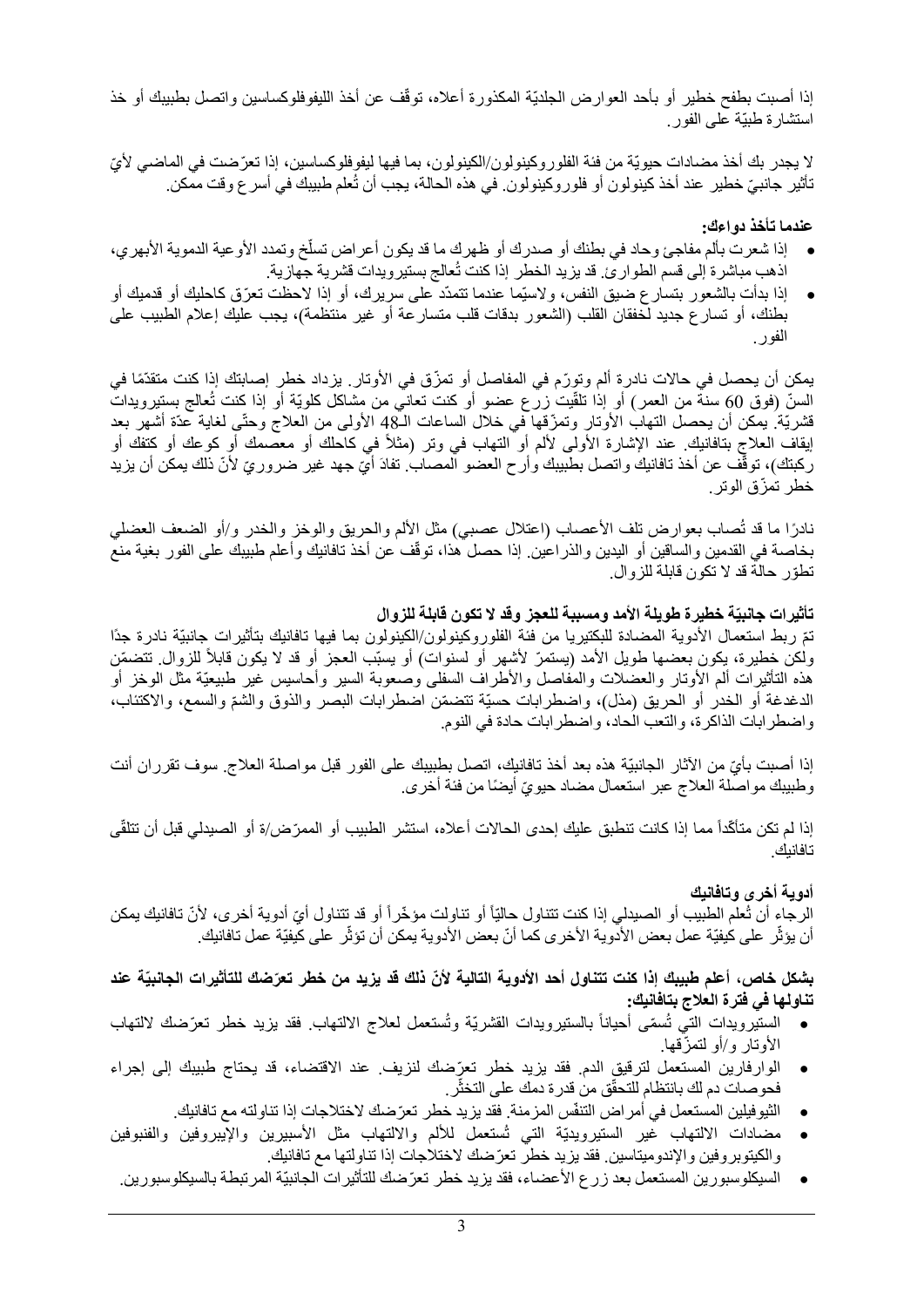إذا أصبت بطفح خطير أو بأحد العوارض الجلديّة المذكورة أعلاه، توقّف عن أخذ الليفوفلوكساسين واتصل بطبيبك أو خذ استشارة طبيّة على الفور.

لا يجدر بك أخذ مضادات حيويّة من فئة الفلوروكينولون/الكينولون، بما فيها ليفوفلوكساسين، إذا تعرّضت في الماضي لأيّ تأثير جانبيّ خطير عند أخذ كينولون أو فلوروكينولون. في هذه الحالة، يجب أن تُعلم طبيبك في أسرع وقت ممكن.

**عندما تأخذ دواءك:**

- إذا شعرت بألم مفاجئ وحاد في بطنك أو صدرك أو ظهرك ما قد يكون أعراض تسلّخ وتمدد الأوعية الدموية الأبهري، اذهب مباشرة إلى قسم الطوارئ. قد يزيد الخطر إذا كنت تُعالج بستيرويدات قشرية جهازية.
- إذا بدأت بالشعور بتسارع ضيق النفس، ولاسيّما عندما تتمدّد على سريرك، أو إذا لاحظت تعرّق كاحليك أو قدميك أو بطنك، أو تسارع جديد لخفقان القلب (الشعور بدقات قلب متسارعة أو غير منتظمة)، يجب عليك إعلام الطبيب على الفور.

يمكن أن يحصل في حالات نادرة ألم وتورّم في المفاصل أو تمزّق في الأوتار. يزداد خطر إصابتك إذا كنت متقدّمًا في السنّ (فوق 60 سنة من العمر) أو إذا تلقّيت زرع عضو أو كنت تعاني من مشاكل كلويّة أو إذا كنت تُعالج بستيرويدات قشريّة. يمكن أن يحصل التهاب الأوتار وتمزّقها في خلال الساعات الـ48 الأولى من العلاج وحتّى لغاية عدّة أشهر بعد إيقاف العلاج بتافانيك. عند الإشارة الأولى لألم أو التهاب في وتر (مثلاً في كاحلك أو معصمك أو كوعك أو كتفك أو ركبتك)، توقّف عن أخذ تافانيك واتصل بطبيبك وأرح العضو المصاب. تفادَ أيّ جهد غير ضروريّ لأنّ ذلك يمكن أن يزيد خطر تمزّق الوتر.

نادرًا ما قد تُصاب بعوارض تلف الأعصاب (اعتلال عصبي) مثل الألم والحريق والوخز والخدر و/أو الضعف العضلي بخاصة في القدمين والساقين أو اليدين والذراعين. إذا حصل هذا، توقّف عن أخذ تافانيك وأعلم طبيبك على الفور بغية منع تطوّر حالة قد لا تكون قابلة للزوال.

**تأثيرات جانبيّة خطيرة طويلة الأمد ومسببة للعجز وقد لا تكون قابلة للزوال**

تمّ ربط استعمال الأدوية المضادة للبكتيريا من فئة الفلوروكينولون/الكينولون بما فيها تافانيك بتأثيرات جانبيّة نادرة جدًا ولكن خطيرة، يكون بعضها طويل الأمد (يستمرّ لأشهر أو لسنوات) أو يسبّب العجز أو قد لا يكون قابلاً للزوال. تتضمّن هذه التأثيرات ألم الأوتار والعضلات والمفاصل والأطراف السفلى وصعوبة السير وأحاسيس غير طبيعيّة مثل الوخز أو الدغدغة أو الخدر أو الحريق (مثل)، واضطرابات حسيّة تتضمّن اضطرابات البصر والذوق والشمّ والسمع، والاكتئاب، واضطرابات الذاكرة، والتعب الحاد، واضطرابات حادة في النوم.

إذا أصبت بأيّ من الآثار الجانبيّة هذه بعد أخذ تافانيك، اتصل بطبيبك على الفور قبل مواصلة العلاج. سوف تقرران أنت وطبيبك مواصلة العلاج عبر استعمال مضاد حيويّ أيضًا من فئة أخرى.

إذا لم تكن متأكّداً مما إذا كانت تنطبق عليك إحدى الحالات أعلاه، استشر الطبيب أو الممرّض/ة أو الصيدلي قبل أن تتلقّى تافانيك.

**أدوية أخرى وتافانيك**

الرجاء أن تُعلم الطبيب أو الصيدلي إذا كنت تتناول حاليّاً أو تناولت مؤخّراً أو قد تتناول أيّ أدوية أخرى، لأنّ تافانيك يمكن أن يؤثّر على كيفيّة عمل بعض الأدوية الأخرى كما أنّ بعض الأدوية يمكن أن تؤثّر على كيفيّة عمل تافانيك.

**بشكل خاص، أعلم طبيبك إذا كنت تتناول أحد الأدوية التالية لأنّ ذلك قد يزيد من خطر تعرّضك للتأثيرات الجانبيّة عند تناولها في فترة العلاج بتافانيك:**

- الستيرويدات التي تُسمّى أحياناً بالستيرويدات القشريّة وتُستعمل لعلاج الالتهاب. فقد يزيد خطر تعرّضك لالتهاب الأوتار و/أو لتمزّقها.
- الوارفارين المستعمل لترقيق الدم. فقد يزيد خطر تعرّضك لنزيف. عند الاقتضاء، قد يحتاج طبيبك إلى إجراء فحوصات دم لك بانتظام للتحقّق من قدرة دمك على التخثّر.
- الثيوفيلين المستعمل في أمراض التنفّس المزمنة. فقد يزيد خطر تعرّضك لاختلاجات إذا تناولته مع تافانيك.
- مضادات الالتهاب غير الستيرويديّة التي تُستعمل للألم والالتهاب مثل الأسبيرين والإيبروفين والفنبوفين والكيتوبروفين والإندوميتاسين. فقد يزيد خطر تعرّضك لاختلاجات إذا تناولتها مع تافانيك.
- السيكلوسبورين المستعمل بعد زرع الأعضاء، فقد يزيد خطر تعرّضك للتأثيرات الجانبيّة المرتبطة بالسيكلوسبورين.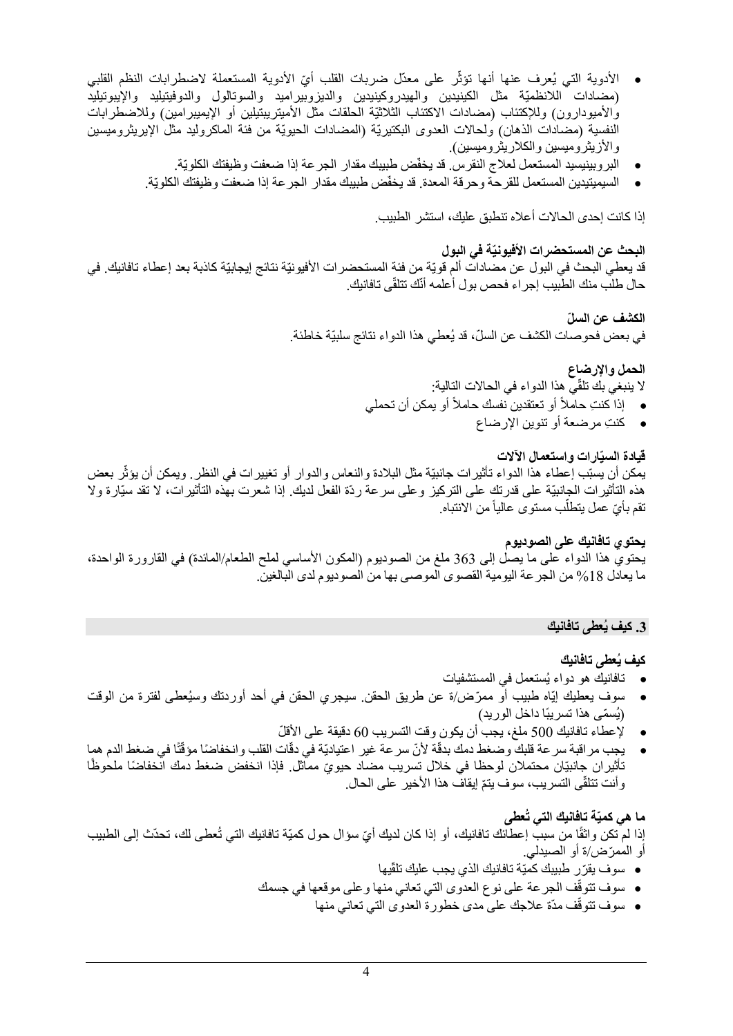- الأدوية التي يُعرف عنها أنها تؤثّر على معدّل ضربات القلب أيّ الأدوية المستعملة لاضطرابات النظم القلبي (مضادات اللانظميّة مثل الكينيدين والهيدروكينيدين والديزوبيراميد والسوتالول والدوفيتيليد والإيبوتيليد والأميودارون) وللإكتئاب (مضادات الاكتئاب الثلاثيّة الحلقات مثل الأميتريبتيلين أو الإيميبرامين) وللاضطرابات النفسية (مضادات الذهان) ولحالات العدوى البكتيريّة (المضادات الحيويّة من فئة الماكروليد مثل الإيريثروميسين والأزيثروميسين والكلاريثروميسين).
- البروبينيسيد المستعمل لعلاج النقرس. قد يخفّض طبيبك مقدار الجرعة إذا ضعفت وظيفتك الكلويّة.
- السيميتيدين المستعمل للقرحة وحرقة المعدة. قد يخفّض طبيبك مقدار الجرعة إذا ضعفت وظيفتك الكلويّة.

إذا كانت إحدى الحالات أعلاه تنطبق عليك، استشر الطبيب.

**البحث عن المستحضرات الأفيونيّة في البول**

قد يعطي البحث في البول عن مضادات ألم قويّة من فئة المستحضرات الأفيونيّة نتائج إيجابيّة كاذبة بعد إعطاء تافانيك. في حال طلب منك الطبيب إجراء فحص بول أعلمه أنّك تتلقّى تافانيك.

**الكشف عن السلّ**

في بعض فحوصات الكشف عن السلّ، قد يُعطي هذا الدواء نتائج سلبيّة خاطئة.

**الحمل والإرضاع**

لا ينبغي بك تلقّي هذا الدواء في الحالات التالية:

- إذا كنتِ حاملاً أو تعتقدين نفسك حاملاً أو يمكن أن تحملي
- كنتِ مرضعة أو تنوين الإرضاع

**قيادة السيّارات واستعمال الآلات**

يمكن أن يسبّب إعطاء هذا الدواء تأثيرات جانبيّة مثل البلادة والنعاس والدوار أو تغييرات في النظر. ويمكن أن يؤثّر بعض هذه التأثيرات الجانبيّة على قدرتك على التركيز وعلى سرعة ردّة الفعل لديك. إذا شعرت بهذه التأثيرات، لا تقد سيّارة ولا تقم بأيّ عمل يتطلّب مستوى عالياً من الانتباه.

**يحتوي تافانيك على الصوديوم**

يحتوي هذا الدواء على ما يصل إلى 363 ملغ من الصوديوم (المكون الأساسي لملح الطعام/المائدة) في القارورة الواحدة، ما يعادل 18% من الجرعة اليومية القصوى الموصى بها من الصوديوم لدى البالغين.

## 3. كيف يُعطى تافانيك

**كيف يُعطى تافانيك**

- تافانيك هو دواء يُستعمل في المستشفيات
- سوف يعطيك إيّاه طبيب أو ممرّض/ة عن طريق الحقن. سيجري الحقن في أحد أوردتك وسيُعطى لفترة من الوقت (يُسمّى هذا تسريبًا داخل الوريد)
- لإعطاء تافانيك 500 ملغ، يجب أن يكون وقت التسريب 60 دقيقة على الأقلّ
- يجب مراقبة سرعة قلبك وضغط دمك بدقّة لأنّ سرعة غير اعتياديّة في دقّات القلب وانخفاضًا مؤقّتًا في ضغط الدم هما تأثيران جانبيّان محتملان لوحظا في خلال تسريب مضاد حيويّ مماثل. فإذا انخفض ضغط دمك انخفاضًا ملحوظًا وأنت تتلقّى التسريب، سوف يتمّ إيقاف هذا الأخير على الحال.

**ما هي كميّة تافانيك التي تُعطى**

إذا لم تكن واثقًا من سبب إعطائك تافانيك، أو إذا كان لديك أيّ سؤال حول كميّة تافانيك التي تُعطى لك، تحدّث إلى الطبيب أو الممرّض/ة أو الصيدلي.

- سوف يقرّر طبيبك كميّة تافانيك الذي يجب عليك تلقّيها
- سوف تتوقّف الجرعة على نوع العدوى التي تعاني منها وعلى موقعها في جسمك
- سوف تتوقّف مدّة علاجك على مدى خطورة العدوى التي تعاني منها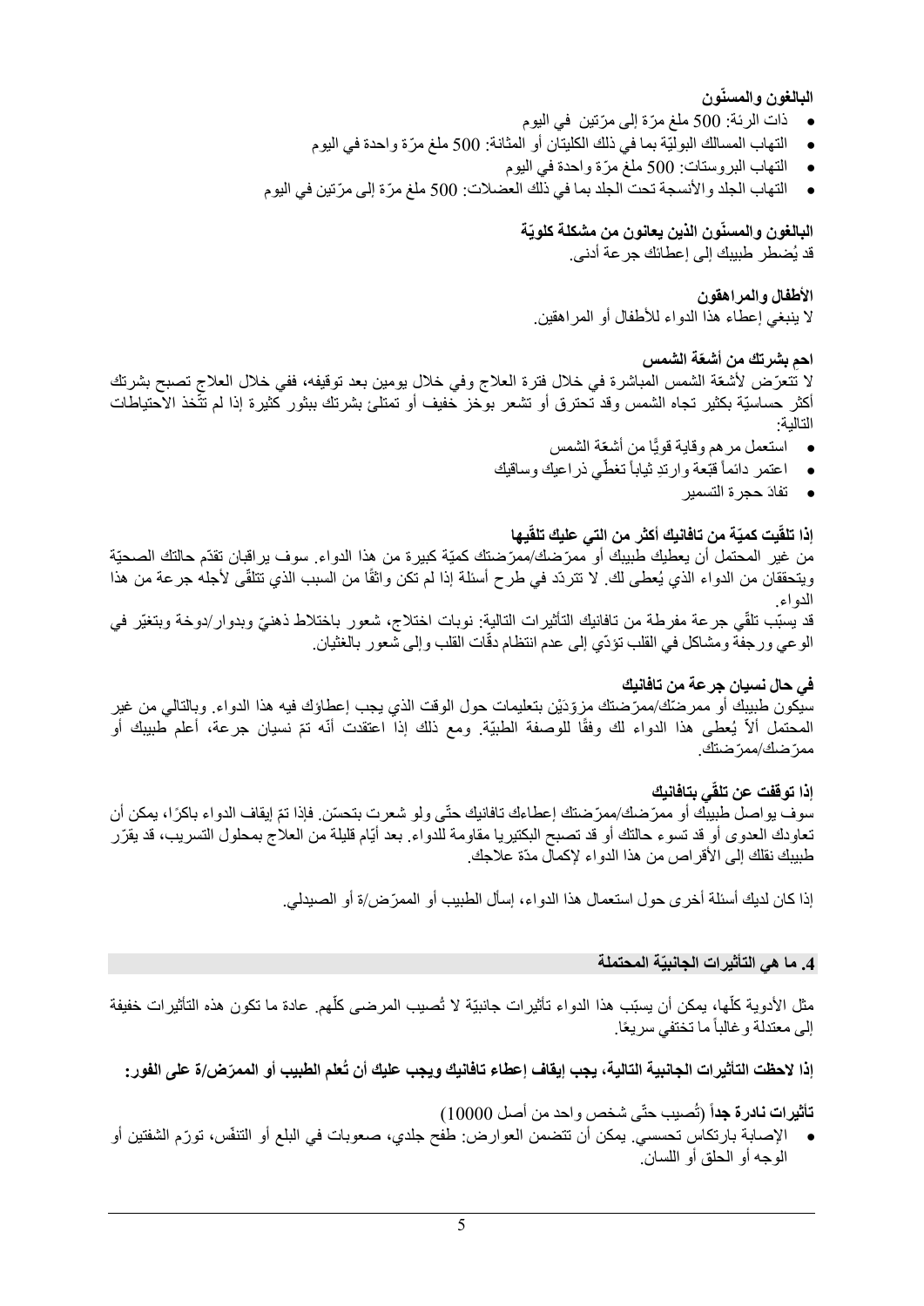**البالغون والمسنّون**

- ذات الرئة: 500 ملغ مرّة إلى مرّتين  في اليوم
- التهاب المسالك البوليّة بما في ذلك الكليتان أو المثانة: 500 ملغ مرّة واحدة في اليوم
- التهاب البروستات: 500 ملغ مرّة واحدة في اليوم
- التهاب الجلد والأنسجة تحت الجلد بما في ذلك العضلات: 500 ملغ مرّة إلى مرّتين في اليوم

**البالغون والمسنّون الذين يعانون من مشكلة كلويّة**

قد يُضطر طبيبك إلى إعطائك جرعة أدنى.

**الأطفال والمراهقون**

لا ينبغي إعطاء هذا الدواء للأطفال أو المراهقين.

**احمِ بشرتك من أشعّة الشمس**

لا تتعرّض لأشعّة الشمس المباشرة في خلال فترة العلاج وفي خلال يومين بعد توقيفه، ففي خلال العلاج تصبح بشرتك أكثر حساسيّة بكثير تجاه الشمس وقد تحترق أو تشعر بوخز خفيف أو تمتلئ بشرتك ببثور كثيرة إذا لم تتّخذ الاحتياطات التالية:

- استعمل مرهم وقاية قويًّا من أشعّة الشمس
- اعتمر دائماً قبّعة وارتدِ ثياباً تغطّي ذراعيك وساقيك
- تفادَ حجرة التسمير

**إذا تلقّيت كميّة من تافانيك أكثر من التي عليك تلقّيها**

من غير المحتمل أن يعطيك طبيبك أو ممرّضك/ممرّضتك كميّة كبيرة من هذا الدواء. سوف يراقبان تقدّم حالتك الصحيّة ويتحقّقان من الدواء الذي يُعطى لك. لا تتردّد في طرح أسئلة إذا لم تكن واثقًا من السبب الذي تتلقّى لأجله جرعة من هذا الدواء.

قد يسبّب تلقّي جرعة مفرطة من تافانيك التأثيرات التالية: نوبات اختلاج، شعور باختلاط ذهنيّ وبدوار/دوخة وبتغيّر في الوعي ورجفة ومشاكل في القلب تؤدّي إلى عدم انتظام دقّات القلب وإلى شعور بالغثيان.

**في حال نسيان جرعة من تافانيك**

سيكون طبيبك أو ممرضتك/ممرّضتك مزوّدَيْن بتعليمات حول الوقت الذي يجب إعطاؤك فيه هذا الدواء. وبالتالي من غير المحتمل ألاّ يُعطى هذا الدواء لك وفقًا للوصفة الطبيّة. ومع ذلك إذا اعتقدت أنّه تمّ نسيان جرعة، أعلم طبيبك أو ممرّضك/ممرّضتك.

**إذا توقفت عن تلقّي بتافانيك**

سوف يواصل طبيبك أو ممرّضك/ممرّضتك إعطاءك تافانيك حتّى ولو شعرت بتحسّن. فإذا تمّ إيقاف الدواء باكرًا، يمكن أن تعاودك العدوى أو قد تسوء حالتك أو قد تصبح البكتيريا مقاومة للدواء. بعد أيّام قليلة من العلاج بمحلول التسريب، قد يقرّر طبيبك نقلك إلى الأقراص من هذا الدواء لإكمال مدّة علاجك.

إذا كان لديك أسئلة أخرى حول استعمال هذا الدواء، إسأل الطبيب أو الممرّض/ة أو الصيدلي.

## 4. ما هي التأثيرات الجانبيّة المحتملة

مثل الأدوية كلّها، يمكن أن يسبّب هذا الدواء تأثيرات جانبيّة لا تُصيب المرضى كلّهم. عادة ما تكون هذه التأثيرات خفيفة إلى معتدلة وغالباً ما تختفي سريعًا.

**إذا لاحظت التأثيرات الجانبية التالية، يجب إيقاف إعطاء تافانيك ويجب عليك أن تُعلم الطبيب أو الممرّض/ة على الفور:**

**تأثيرات نادرة جداً** (تُصيب حتّى شخص واحد من أصل 10000)

- الإصابة بارتكاس تحسسي. يمكن أن تتضمن العوارض: طفح جلدي، صعوبات في البلع أو التنفّس، تورّم الشفتين أو الوجه أو الحلق أو اللسان.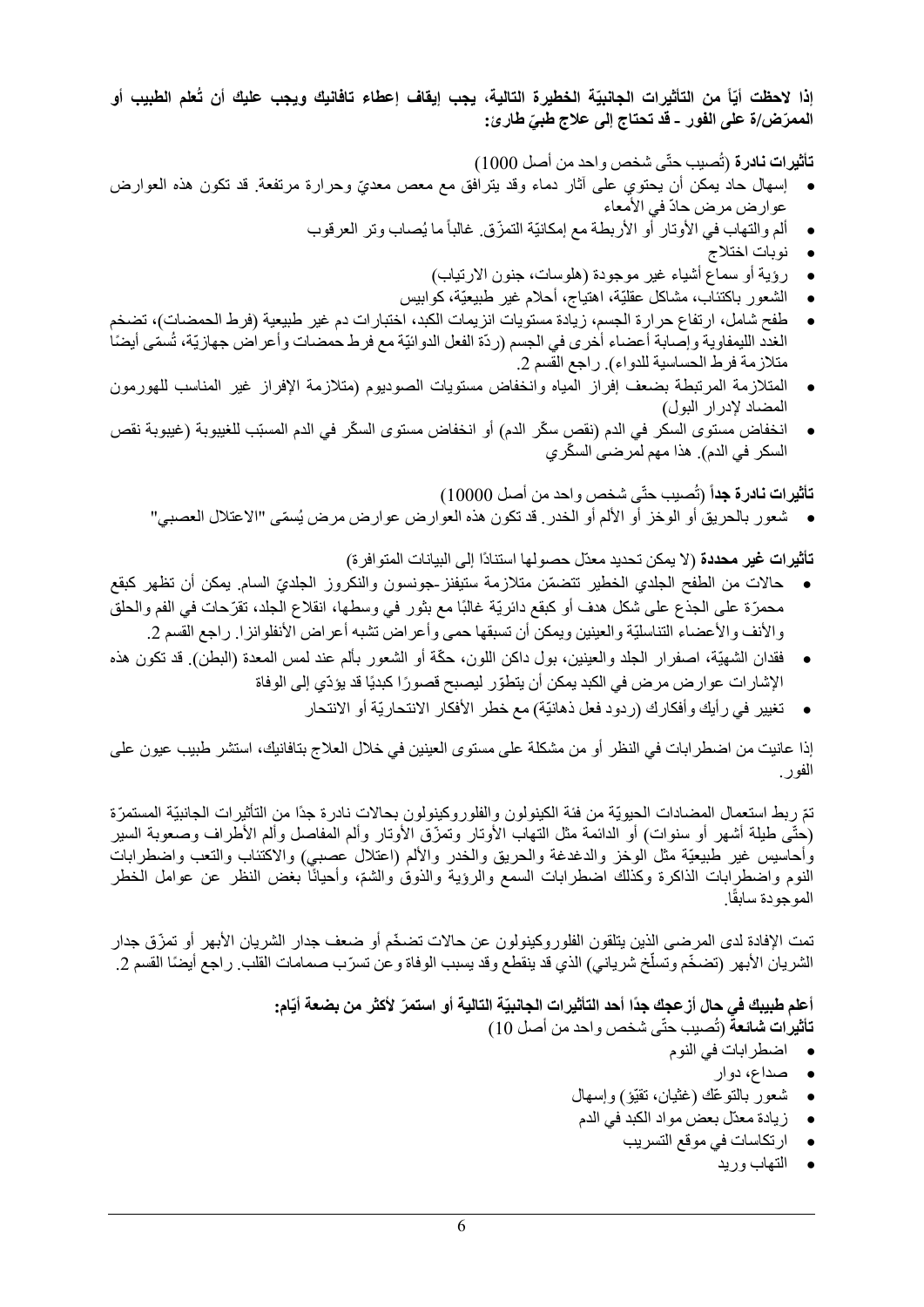**إذا لاحظت أيّاً من التأثيرات الجانبيّة الخطيرة التالية، يجب إيقاف إعطاء تافانيك ويجب عليك أن تُعلم الطبيب أو الممرّض/ة على الفور ـ قد تحتاج إلى علاج طبيّ طارئ:**

**تأثيرات نادرة** (تُصيب حتّى شخص واحد من أصل 1000)

- إسهال حاد يمكن أن يحتوي على آثار دماء وقد يترافق مع معص معديّ وحرارة مرتفعة. قد تكون هذه العوارض عوارض مرض حادّ في الأمعاء
- ألم والتهاب في الأوتار أو الأربطة مع إمكانيّة التمزّق. غالباً ما يُصاب وتر العرقوب
- نوبات اختلاج
- رؤية أو سماع أشياء غير موجودة (هلوسات، جنون الارتياب)
- الشعور باكتئاب، مشاكل عقليّة، اهتياج، أحلام غير طبيعيّة، كوابيس
- طفح شامل، ارتفاع حرارة الجسم، زيادة مستويات انزيمات الكبد، اختبارات دم غير طبيعية (فرط الحمضات)، تضخم الغدد الليمفاوية وإصابة أعضاء أخرى في الجسم (ردّة الفعل الدوائيّة مع فرط حمضات وأعراض جهازيّة، تُسمّى أيضًا متلازمة فرط الحساسية للدواء). راجع القسم 2.
- المتلازمة المرتبطة بضعف إفراز المياه وانخفاض مستويات الصوديوم (متلازمة الإفراز غير المناسب للهورمون المضاد لإدرار البول)
- انخفاض مستوى السكر في الدم (نقص سكّر الدم) أو انخفاض مستوى السكّر في الدم المسبّب للغيبوبة (غيبوبة نقص السكر في الدم). هذا مهم لمرضى السكّري

**تأثيرات نادرة جداً** (تُصيب حتّى شخص واحد من أصل 10000)

- شعور بالحريق أو الوخز أو الألم أو الخدر. قد تكون هذه العوارض عوارض مرض يُسمّى "الاعتلال العصبي"

**تأثيرات غير محددة** (لا يمكن تحديد معدّل حصولها استنادًا إلى البيانات المتوافرة)

- حالات من الطفح الجلدي الخطير تتضمّن متلازمة ستيفنز-جونسون والنكروز الجلديّ السام. يمكن أن تظهر كبقع محمرّة على الجذع على شكل هدف أو كبقع دائريّة غالبًا مع بثور في وسطها، انقلاع الجلد، تقرّحات في الفم والحلق والأنف والأعضاء التناسليّة والعينين ويمكن أن تسبقها حمى وأعراض تشبه أعراض الأنفلوانزا. راجع القسم 2.
- فقدان الشهيّة، اصفرار الجلد والعينين، بول داكن اللون، حكّة أو الشعور بألم عند لمس المعدة (البطن). قد تكون هذه الإشارات عوارض مرض في الكبد يمكن أن يتطوّر ليصبح قصورًا كبديًا قد يؤدّي إلى الوفاة
- تغيير في رأيك وأفكارك (ردود فعل ذهانيّة) مع خطر الأفكار الانتحاريّة أو الانتحار

إذا عانيت من اضطرابات في النظر أو من مشكلة على مستوى العينين في خلال العلاج بتافانيك، استشر طبيب عيون على الفور.

تمّ ربط استعمال المضادات الحيويّة من فئة الكينولون والفلوروكينولون بحالات نادرة جدًا من التأثيرات الجانبيّة المستمرّة (حتّى طيلة أشهر أو سنوات) أو الدائمة مثل التهاب الأوتار وتمزّق الأوتار وألم المفاصل وألم الأطراف وصعوبة السير وأحاسيس غير طبيعيّة مثل الوخز والدغدغة والحريق والخدر والألم (اعتلال عصبي) والاكتئاب والتعب واضطرابات النوم واضطرابات الذاكرة وكذلك اضطرابات السمع والرؤية والذوق والشمّ، وأحيانًا بغض النظر عن عوامل الخطر الموجودة سابقًا.

تمت الإفادة لدى المرضى الذين يتلقون الفلوروكينولون عن حالات تضخّم أو ضعف جدار الشريان الأبهر أو تمزّق جدار الشريان الأبهر (تضخّم وتسلّخ شرياني) الذي قد ينقطع وقد يسبب الوفاة وعن تسرّب صمامات القلب. راجع أيضًا القسم 2.

**أعلم طبيبك في حال أزعجك جدًا أحد التأثيرات الجانبيّة التالية أو استمرّ لأكثر من بضعة أيّام:**

**تأثيرات شائعة** (تُصيب حتّى شخص واحد من أصل 10)

- اضطرابات في النوم
- صداع، دوار
- شعور بالتوعّك (غثيان، تقيّؤ) وإسهال
- زيادة معدّل بعض مواد الكبد في الدم
- ارتكاسات في موقع التسريب
- التهاب وريد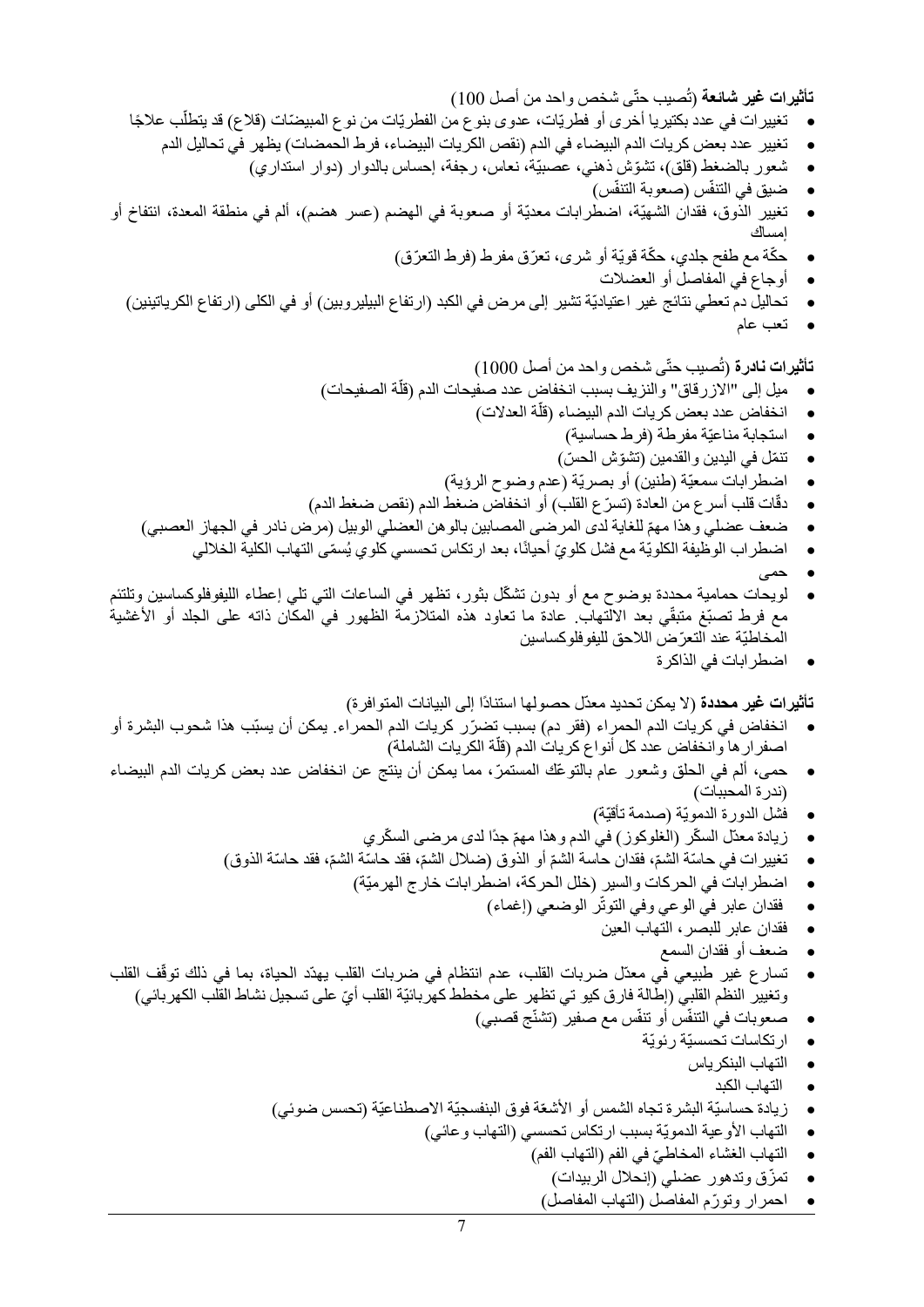**تأثيرات غير شائعة** (تُصيب حتّى شخص واحد من أصل 100)

- تغييرات في عدد بكتيريا أخرى أو فطريّات، عدوى بنوع من الفطريّات من نوع المبيضّات (قلاع) قد يتطلّب علاجًا
- تغيير عدد بعض كريات الدم البيضاء في الدم (نقص الكريات البيضاء، فرط الحمضات) يظهر في تحاليل الدم
- شعور بالضغط (قلق)، تشوّش ذهني، عصبيّة، نعاس، رجفة، إحساس بالدوار (دوار استداري)
- ضيق في التنفّس (صعوبة التنفّس)
- تغيير الذوق، فقدان الشهيّة، اضطرابات معديّة أو صعوبة في الهضم (عسر هضم)، ألم في منطقة المعدة، انتفاخ أو إمساك
- حكّة مع طفح جلدي، حكّة قويّة أو شرى، تعرّق مفرط (فرط التعرّق)
- أوجاع في المفاصل أو العضلات
- تحاليل دم تعطي نتائج غير اعتياديّة تشير إلى مرض في الكبد (ارتفاع البيليروبين) أو في الكلى (ارتفاع الكرياتينين)
- تعب عام

**تأثيرات نادرة** (تُصيب حتّى شخص واحد من أصل 1000)

- ميل إلى "الازرقاق" والنزيف بسبب انخفاض عدد صفيحات الدم (قلّة الصفيحات)
- انخفاض عدد بعض كريات الدم البيضاء (قلّة العدلات)
- استجابة مناعيّة مفرطة (فرط حساسية)
- تنمّل في اليدين والقدمين (تشوّش الحسّ)
- اضطرابات سمعيّة (طنين) أو بصريّة (عدم وضوح الرؤية)
- دقّات قلب أسرع من العادة (تسرّع القلب) أو انخفاض ضغط الدم (نقص ضغط الدم)
- ضعف عضلي وهذا مهمّ للغاية لدى المرضى المصابين بالوهن العضلي الوبيل (مرض نادر في الجهاز العصبي)
- اضطراب الوظيفة الكلويّة مع فشل كلويّ أحيانًا، بعد ارتكاس تحسسي كلوي يُسمّى التهاب الكلية الخلالي
- حمى
- لويحات حمامية محددة بوضوح مع أو بدون تشكّل بثور، تظهر في الساعات التي تلي إعطاء الليفوفلوكساسين وتلتئم مع فرط تصبّغ متبقّي بعد الالتهاب. عادة ما تعاود هذه المتلازمة الظهور في المكان ذاته على الجلد أو الأغشية المخاطيّة عند التعرّض اللاحق لليفوفلوكساسين
- اضطرابات في الذاكرة

**تأثيرات غير محددة** (لا يمكن تحديد معدّل حصولها استنادًا إلى البيانات المتوافرة)

- انخفاض في كريات الدم الحمراء (فقر دم) بسبب تضرّر كريات الدم الحمراء. يمكن أن يسبّب هذا شحوب البشرة أو اصفرارها وانخفاض عدد كل أنواع كريات الدم (قلّة الكريات الشاملة)
- حمى، ألم في الحلق وشعور عام بالتوعّك المستمرّ، مما يمكن أن ينتج عن انخفاض عدد بعض كريات الدم البيضاء (ندرة المحببات)
- فشل الدورة الدمويّة (صدمة تأقيّة)
- زيادة معدّل السكّر (الغلوكوز) في الدم وهذا مهمّ جدًا لدى مرضى السكّري
- تغييرات في حاسّة الشمّ، فقدان حاسة الشمّ أو الذوق (ضلال الشمّ، فقد حاسّة الشمّ، فقد حاسّة الذوق)
- اضطرابات في الحركات والسير (خلل الحركة، اضطرابات خارج الهرميّة)
- فقدان عابر في الوعي وفي التوتّر الوضعي (إغماء)
- فقدان عابر للبصر، التهاب العين
- ضعف أو فقدان السمع
- تسارع غير طبيعي في معدّل ضربات القلب، عدم انتظام في ضربات القلب يهدّد الحياة، بما في ذلك توقّف القلب وتغيير النظم القلبي (إطالة فارق كيو تي تظهر على مخطط كهربائيّة القلب أيّ على تسجيل نشاط القلب الكهربائي)
- صعوبات في التنفّس أو تنفّس مع صفير (تشنّج قصبي)
- ارتكاسات تحسسيّة رئويّة
- التهاب البنكرياس
- التهاب الكبد
- زيادة حساسيّة البشرة تجاه الشمس أو الأشعّة فوق البنفسجيّة الاصطناعيّة (تحسس ضوئي)
- التهاب الأوعية الدمويّة بسبب ارتكاس تحسسي (التهاب وعائي)
- التهاب الغشاء المخاطيّ في الفم (التهاب الفم)
- تمزّق وتدهور عضلي (إنحلال الربيدات)
- احمرار وتورّم المفاصل (التهاب المفاصل)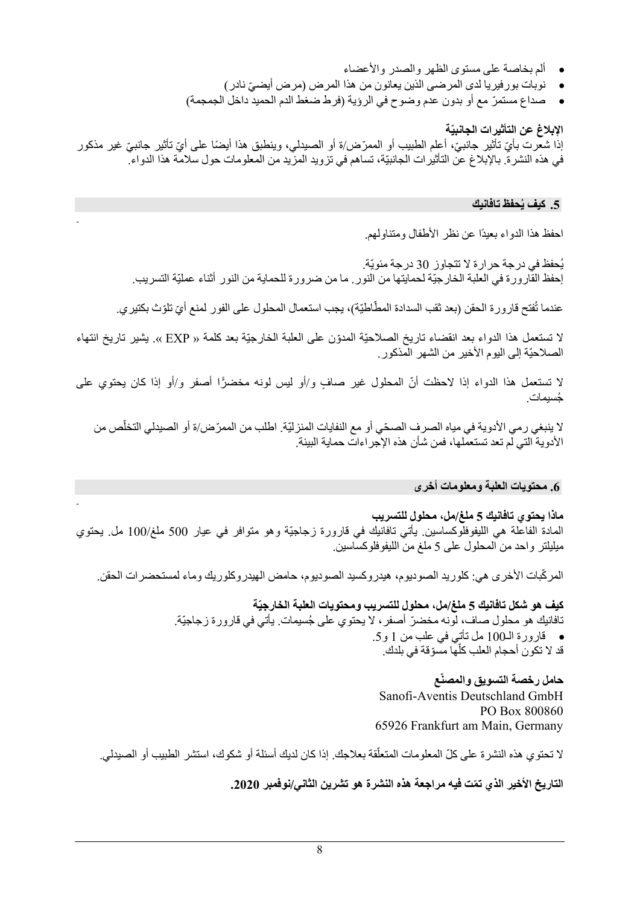- ألم بخاصة على مستوى الظهر والصدر والأعضاء
- نوبات بورفيريا لدى المرضى الذين يعانون من هذا المرض (مرض أيضيّ نادر)
- صداع مستمرّ مع أو بدون عدم وضوح في الرؤية (فرط ضغط الدم الحميد داخل الجمجمة)

**الإبلاغ عن التأثيرات الجانبيّة**
إذا شعرت بأيّ تأثير جانبيّ، أعلم الطبيب أو الممرّض/ة أو الصيدلي، وينطبق هذا أيضًا على أيّ تأثير جانبيّ غير مذكور في هذه النشرة. بالإبلاغ عن التأثيرات الجانبيّة، تساهم في تزويد المزيد من المعلومات حول سلامة هذا الدواء.

## 5. كيف يُحفظ تافانيك

احفظ هذا الدواء بعيدًا عن نظر الأطفال ومتناولهم.

يُحفظ في درجة حرارة لا تتجاوز 30 درجة مئويّة.
إحفظ القارورة في العلبة الخارجيّة لحمايتها من النور. ما من ضرورة للحماية من النور أثناء عمليّة التسريب.

عندما تُفتح قارورة الحقن (بعد ثقب السدادة المطّاطيّة)، يجب استعمال المحلول على الفور لمنع أيّ تلوّث بكتيري.

لا تستعمل هذا الدواء بعد انقضاء تاريخ الصلاحيّة المدوّن على العلبة الخارجيّة بعد كلمة « EXP ». يشير تاريخ انتهاء الصلاحيّة إلى اليوم الأخير من الشهر المذكور.

لا تستعمل هذا الدواء إذا لاحظت أنّ المحلول غير صافٍ و/أو ليس لونه مخضرًّا أصفر و/أو إذا كان يحتوي على جُسيمات.

لا ينبغي رمي الأدوية في مياه الصرف الصحّي أو مع النفايات المنزليّة. اطلب من الممرّض/ة أو الصيدلي التخلّص من الأدوية التي لم تعد تستعملها، فمن شأن هذه الإجراءات حماية البيئة.

## 6. محتويات العلبة ومعلومات أخرى

**ماذا يحتوي تافانيك 5 ملغ/مل، محلول للتسريب**
المادة الفاعلة هي الليفوفلوكساسين. يأتي تافانيك في قارورة زجاجيّة وهو متوافر في عيار 500 ملغ/100 مل. يحتوي ميليلتر واحد من المحلول على 5 ملغ من الليفوفلوكساسين.

المركّبات الأخرى هي: كلوريد الصوديوم، هيدروكسيد الصوديوم، حامض الهيدروكلوريك وماء لمستحضرات الحقن.

**كيف هو شكل تافانيك 5 ملغ/مل، محلول للتسريب ومحتويات العلبة الخارجيّة**
تافانيك هو محلول صافٍ، لونه مخضرّ أصفر، لا يحتوي على جُسيمات. يأتي في قارورة زجاجيّة.

- قارورة الـ100 مل تأتي في علب من 1 و5.

قد لا تكون أحجام العلب كلّها مسوّقة في بلدك.

**حامل رخصة التسويق والمصنّع**
Sanofi-Aventis Deutschland GmbH
PO Box 800860
65926 Frankfurt am Main, Germany

لا تحتوي هذه النشرة على كلّ المعلومات المتعلّقة بعلاجك. إذا كان لديك أسئلة أو شكوك، استشر الطبيب أو الصيدلي.

**التاريخ الأخير الذي تمّت فيه مراجعة هذه النشرة هو تشرين الثاني/نوفمبر 2020.**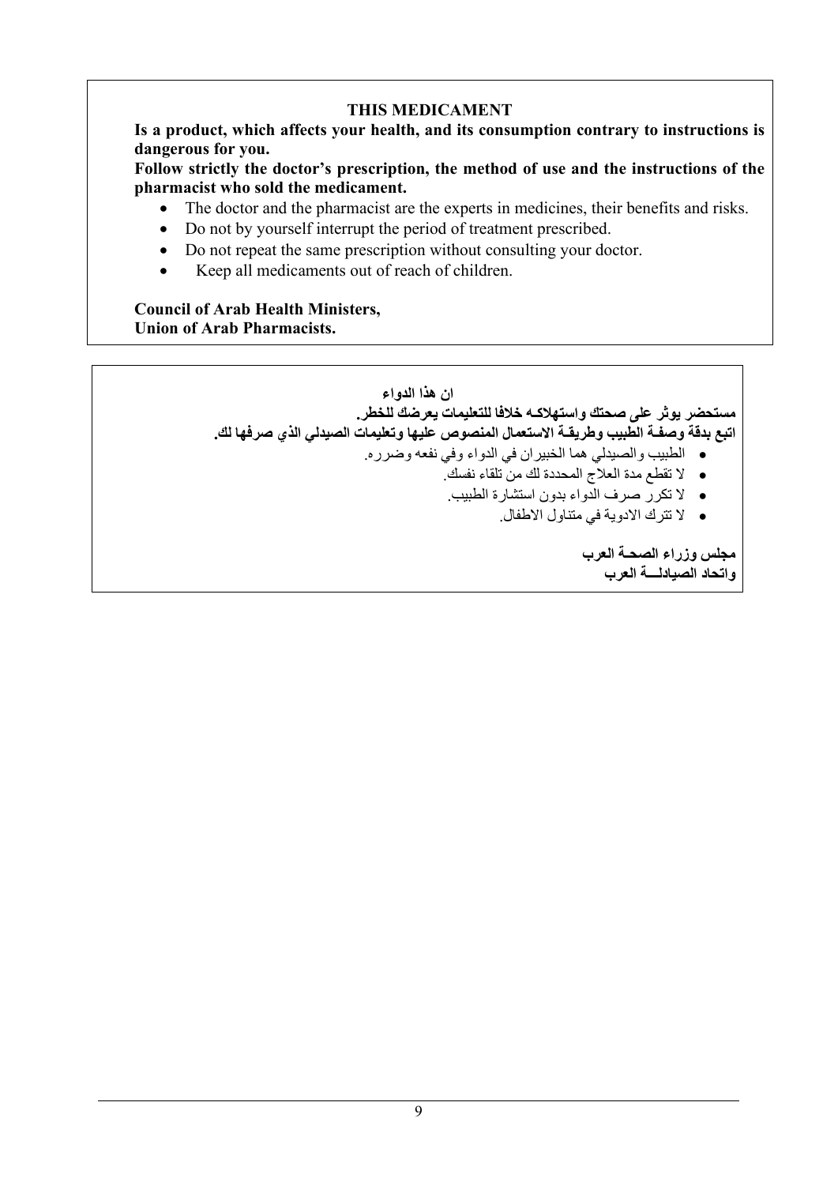**THIS MEDICAMENT**

**Is a product, which affects your health, and its consumption contrary to instructions is dangerous for you.**

**Follow strictly the doctor's prescription, the method of use and the instructions of the pharmacist who sold the medicament.**

- The doctor and the pharmacist are the experts in medicines, their benefits and risks.
- Do not by yourself interrupt the period of treatment prescribed.
- Do not repeat the same prescription without consulting your doctor.
- Keep all medicaments out of reach of children.

**Council of Arab Health Ministers,**
**Union of Arab Pharmacists.**

**ان هذا الدواء**

**مستحضر يوثر على صحتك واستهلاكـه خلافا للتعليمات يعرضك للخطر.**

**اتبع بدقة وصفـة الطبيب وطريقـة الاستعمال المنصوص عليها وتعليمات الصيدلي الذي صرفها لك.**

- الطبيب والصيدلي هما الخبيران في الدواء وفي نفعه وضرره.
- لا تقطع مدة العلاج المحددة لك من تلقاء نفسك.
- لا تكرر صرف الدواء بدون استشارة الطبيب.
- لا تترك الادوية في متناول الاطفال.

**مجلس وزراء الصحـة العرب**
**واتحاد الصيادلـــة العرب**